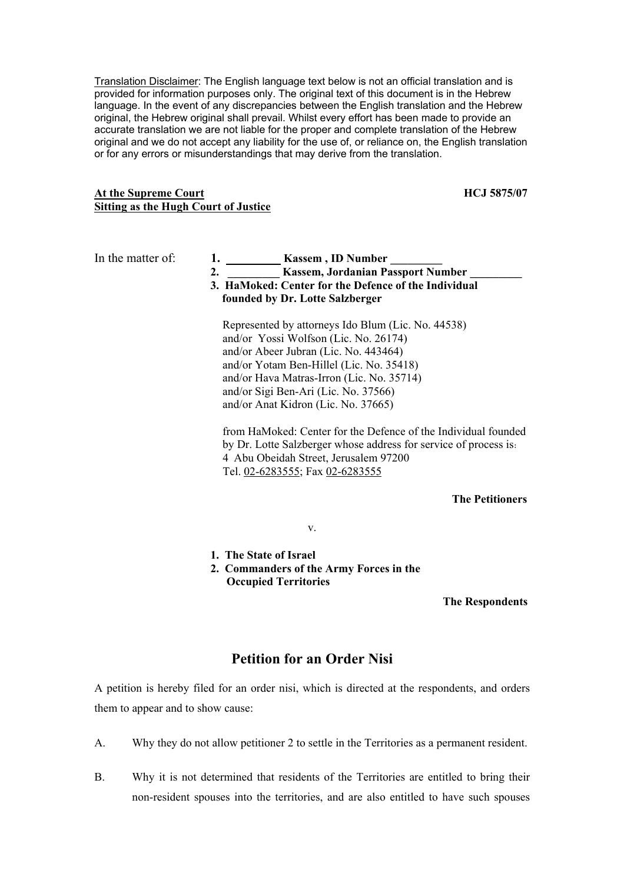Translation Disclaimer: The English language text below is not an official translation and is provided for information purposes only. The original text of this document is in the Hebrew language. In the event of any discrepancies between the English translation and the Hebrew original, the Hebrew original shall prevail. Whilst every effort has been made to provide an accurate translation we are not liable for the proper and complete translation of the Hebrew original and we do not accept any liability for the use of, or reliance on, the English translation or for any errors or misunderstandings that may derive from the translation.

**At the Supreme Court** **HCJ 5875/07**
**Sitting as the Hugh Court of Justice**

In the matter of:

1. **_________ Kassem , ID Number _________**
2. **_________ Kassem, Jordanian Passport Number _________**
3. **HaMoked: Center for the Defence of the Individual founded by Dr. Lotte Salzberger**

Represented by attorneys Ido Blum (Lic. No. 44538)
and/or Yossi Wolfson (Lic. No. 26174)
and/or Abeer Jubran (Lic. No. 443464)
and/or Yotam Ben-Hillel (Lic. No. 35418)
and/or Hava Matras-Irron (Lic. No. 35714)
and/or Sigi Ben-Ari (Lic. No. 37566)
and/or Anat Kidron (Lic. No. 37665)

from HaMoked: Center for the Defence of the Individual founded by Dr. Lotte Salzberger whose address for service of process is:
4 Abu Obeidah Street, Jerusalem 97200
Tel. 02-6283555; Fax 02-6283555

**The Petitioners**

v.

1. **The State of Israel**
2. **Commanders of the Army Forces in the Occupied Territories**

**The Respondents**

## Petition for an Order Nisi

A petition is hereby filed for an order nisi, which is directed at the respondents, and orders them to appear and to show cause:

A. Why they do not allow petitioner 2 to settle in the Territories as a permanent resident.

B. Why it is not determined that residents of the Territories are entitled to bring their non-resident spouses into the territories, and are also entitled to have such spouses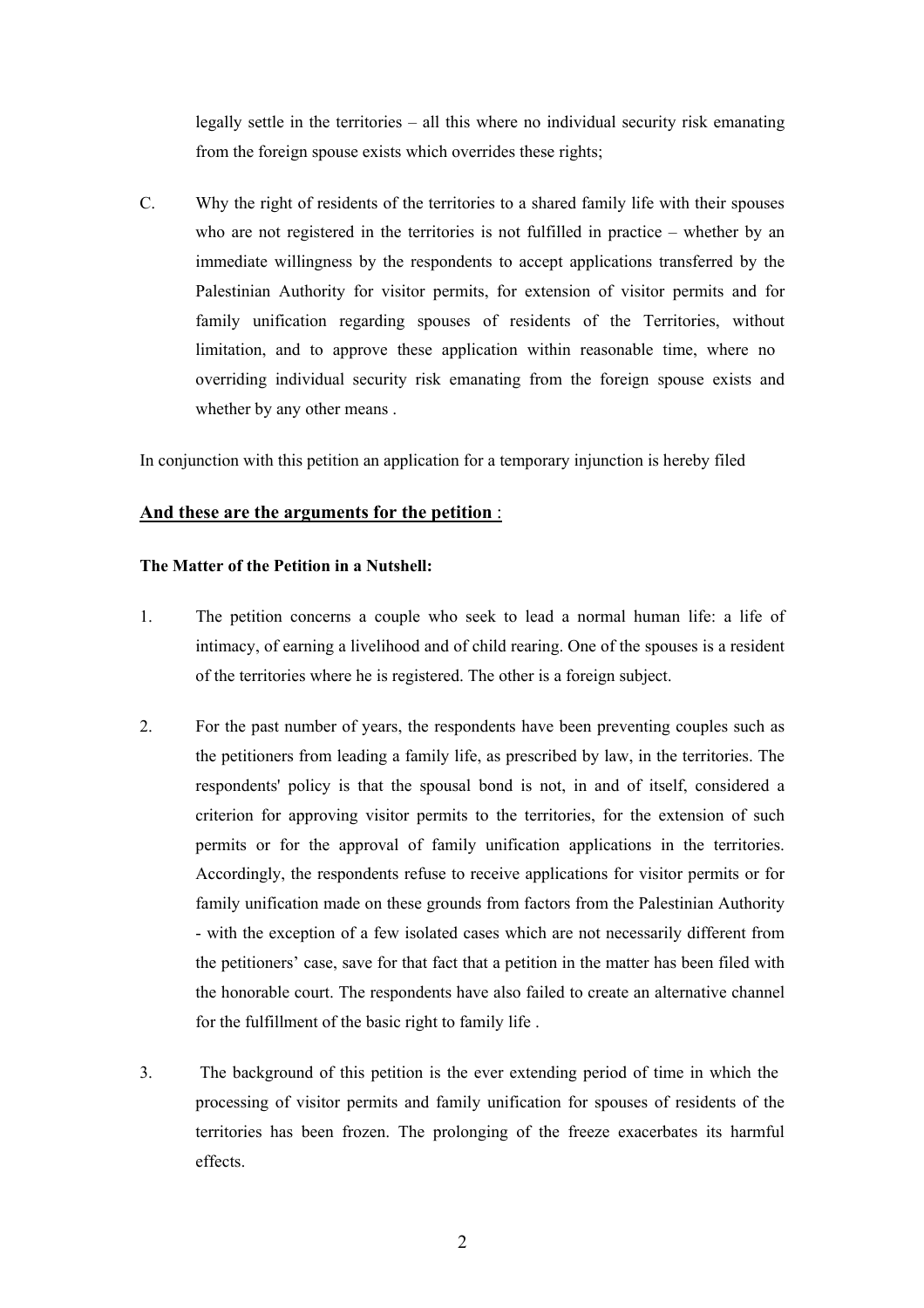legally settle in the territories – all this where no individual security risk emanating from the foreign spouse exists which overrides these rights;

C. Why the right of residents of the territories to a shared family life with their spouses who are not registered in the territories is not fulfilled in practice – whether by an immediate willingness by the respondents to accept applications transferred by the Palestinian Authority for visitor permits, for extension of visitor permits and for family unification regarding spouses of residents of the Territories, without limitation, and to approve these application within reasonable time, where no overriding individual security risk emanating from the foreign spouse exists and whether by any other means .

In conjunction with this petition an application for a temporary injunction is hereby filed

**<u>And these are the arguments for the petition</u>** :

**The Matter of the Petition in a Nutshell:**

1. The petition concerns a couple who seek to lead a normal human life: a life of intimacy, of earning a livelihood and of child rearing. One of the spouses is a resident of the territories where he is registered. The other is a foreign subject.

2. For the past number of years, the respondents have been preventing couples such as the petitioners from leading a family life, as prescribed by law, in the territories. The respondents' policy is that the spousal bond is not, in and of itself, considered a criterion for approving visitor permits to the territories, for the extension of such permits or for the approval of family unification applications in the territories. Accordingly, the respondents refuse to receive applications for visitor permits or for family unification made on these grounds from factors from the Palestinian Authority - with the exception of a few isolated cases which are not necessarily different from the petitioners' case, save for that fact that a petition in the matter has been filed with the honorable court. The respondents have also failed to create an alternative channel for the fulfillment of the basic right to family life .

3. The background of this petition is the ever extending period of time in which the processing of visitor permits and family unification for spouses of residents of the territories has been frozen. The prolonging of the freeze exacerbates its harmful effects.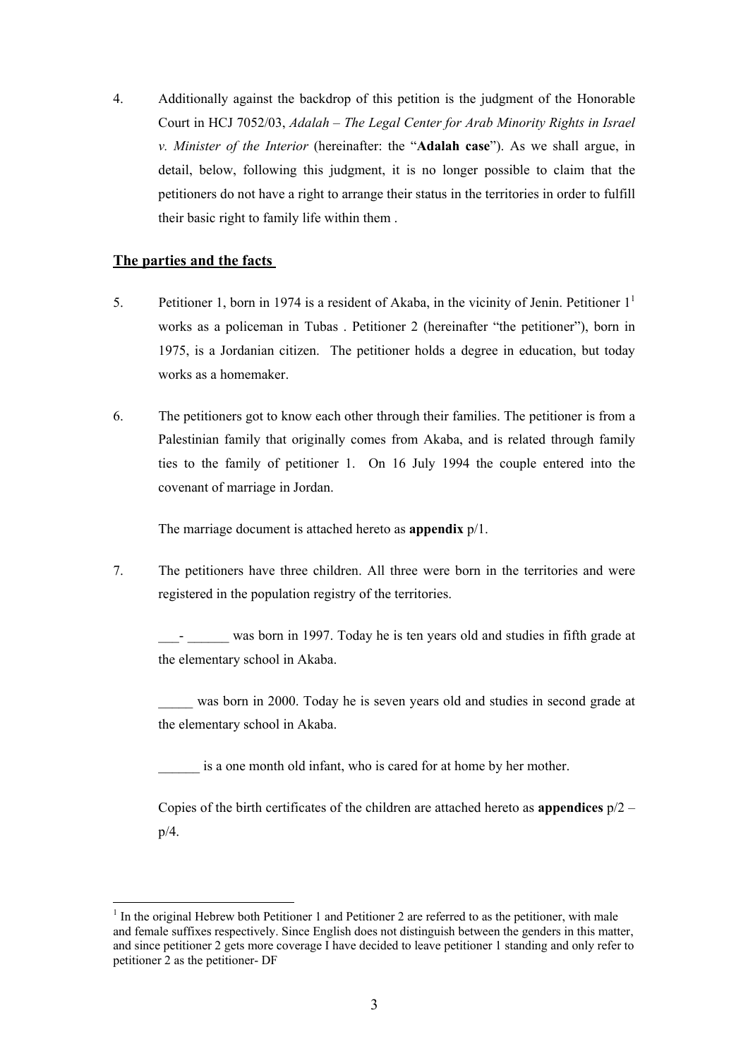4. Additionally against the backdrop of this petition is the judgment of the Honorable Court in HCJ 7052/03, *Adalah – The Legal Center for Arab Minority Rights in Israel v. Minister of the Interior* (hereinafter: the "**Adalah case**"). As we shall argue, in detail, below, following this judgment, it is no longer possible to claim that the petitioners do not have a right to arrange their status in the territories in order to fulfill their basic right to family life within them .

## The parties and the facts

5. Petitioner 1, born in 1974 is a resident of Akaba, in the vicinity of Jenin. Petitioner 1[1] works as a policeman in Tubas . Petitioner 2 (hereinafter "the petitioner"), born in 1975, is a Jordanian citizen. The petitioner holds a degree in education, but today works as a homemaker.

6. The petitioners got to know each other through their families. The petitioner is from a Palestinian family that originally comes from Akaba, and is related through family ties to the family of petitioner 1. On 16 July 1994 the couple entered into the covenant of marriage in Jordan.

   The marriage document is attached hereto as **appendix** p/1.

7. The petitioners have three children. All three were born in the territories and were registered in the population registry of the territories.

   ___- ______ was born in 1997. Today he is ten years old and studies in fifth grade at the elementary school in Akaba.

   _____ was born in 2000. Today he is seven years old and studies in second grade at the elementary school in Akaba.

   ______ is a one month old infant, who is cared for at home by her mother.

   Copies of the birth certificates of the children are attached hereto as **appendices** p/2 – p/4.

---

[1] In the original Hebrew both Petitioner 1 and Petitioner 2 are referred to as the petitioner, with male and female suffixes respectively. Since English does not distinguish between the genders in this matter, and since petitioner 2 gets more coverage I have decided to leave petitioner 1 standing and only refer to petitioner 2 as the petitioner- DF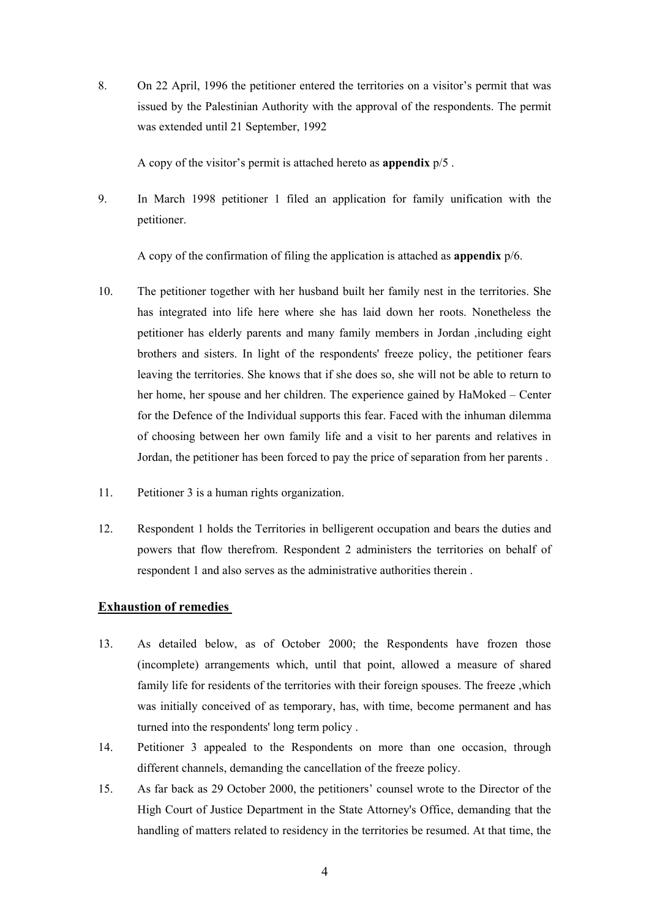8. On 22 April, 1996 the petitioner entered the territories on a visitor's permit that was issued by the Palestinian Authority with the approval of the respondents. The permit was extended until 21 September, 1992

   A copy of the visitor's permit is attached hereto as **appendix** p/5 .

9. In March 1998 petitioner 1 filed an application for family unification with the petitioner.

   A copy of the confirmation of filing the application is attached as **appendix** p/6.

10. The petitioner together with her husband built her family nest in the territories. She has integrated into life here where she has laid down her roots. Nonetheless the petitioner has elderly parents and many family members in Jordan ,including eight brothers and sisters. In light of the respondents' freeze policy, the petitioner fears leaving the territories. She knows that if she does so, she will not be able to return to her home, her spouse and her children. The experience gained by HaMoked – Center for the Defence of the Individual supports this fear. Faced with the inhuman dilemma of choosing between her own family life and a visit to her parents and relatives in Jordan, the petitioner has been forced to pay the price of separation from her parents .

11. Petitioner 3 is a human rights organization.

12. Respondent 1 holds the Territories in belligerent occupation and bears the duties and powers that flow therefrom. Respondent 2 administers the territories on behalf of respondent 1 and also serves as the administrative authorities therein .

## <u>Exhaustion of remedies</u>

13. As detailed below, as of October 2000; the Respondents have frozen those (incomplete) arrangements which, until that point, allowed a measure of shared family life for residents of the territories with their foreign spouses. The freeze ,which was initially conceived of as temporary, has, with time, become permanent and has turned into the respondents' long term policy .

14. Petitioner 3 appealed to the Respondents on more than one occasion, through different channels, demanding the cancellation of the freeze policy.

15. As far back as 29 October 2000, the petitioners' counsel wrote to the Director of the High Court of Justice Department in the State Attorney's Office, demanding that the handling of matters related to residency in the territories be resumed. At that time, the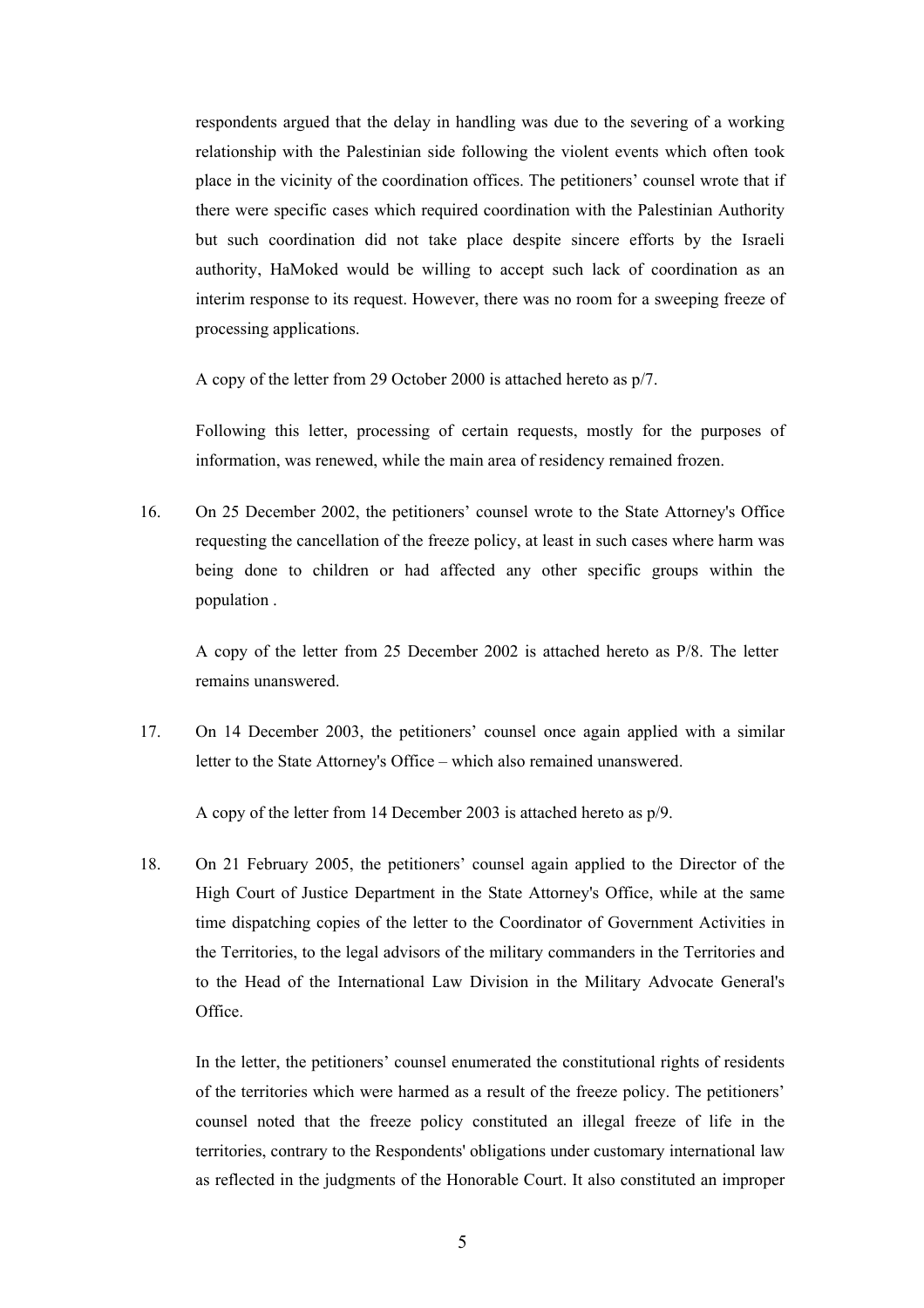respondents argued that the delay in handling was due to the severing of a working relationship with the Palestinian side following the violent events which often took place in the vicinity of the coordination offices. The petitioners' counsel wrote that if there were specific cases which required coordination with the Palestinian Authority but such coordination did not take place despite sincere efforts by the Israeli authority, HaMoked would be willing to accept such lack of coordination as an interim response to its request. However, there was no room for a sweeping freeze of processing applications.

A copy of the letter from 29 October 2000 is attached hereto as p/7.

Following this letter, processing of certain requests, mostly for the purposes of information, was renewed, while the main area of residency remained frozen.

16. On 25 December 2002, the petitioners' counsel wrote to the State Attorney's Office requesting the cancellation of the freeze policy, at least in such cases where harm was being done to children or had affected any other specific groups within the population .

    A copy of the letter from 25 December 2002 is attached hereto as P/8. The letter remains unanswered.

17. On 14 December 2003, the petitioners' counsel once again applied with a similar letter to the State Attorney's Office – which also remained unanswered.

    A copy of the letter from 14 December 2003 is attached hereto as p/9.

18. On 21 February 2005, the petitioners' counsel again applied to the Director of the High Court of Justice Department in the State Attorney's Office, while at the same time dispatching copies of the letter to the Coordinator of Government Activities in the Territories, to the legal advisors of the military commanders in the Territories and to the Head of the International Law Division in the Military Advocate General's Office.

    In the letter, the petitioners' counsel enumerated the constitutional rights of residents of the territories which were harmed as a result of the freeze policy. The petitioners' counsel noted that the freeze policy constituted an illegal freeze of life in the territories, contrary to the Respondents' obligations under customary international law as reflected in the judgments of the Honorable Court. It also constituted an improper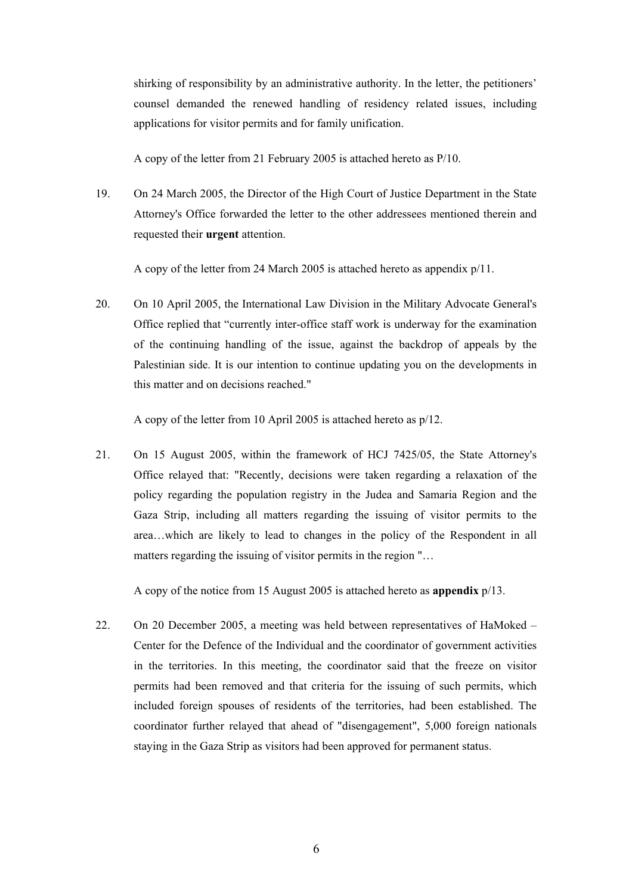shirking of responsibility by an administrative authority. In the letter, the petitioners' counsel demanded the renewed handling of residency related issues, including applications for visitor permits and for family unification.

A copy of the letter from 21 February 2005 is attached hereto as P/10.

19. On 24 March 2005, the Director of the High Court of Justice Department in the State Attorney's Office forwarded the letter to the other addressees mentioned therein and requested their **urgent** attention.

A copy of the letter from 24 March 2005 is attached hereto as appendix p/11.

20. On 10 April 2005, the International Law Division in the Military Advocate General's Office replied that "currently inter-office staff work is underway for the examination of the continuing handling of the issue, against the backdrop of appeals by the Palestinian side. It is our intention to continue updating you on the developments in this matter and on decisions reached."

A copy of the letter from 10 April 2005 is attached hereto as p/12.

21. On 15 August 2005, within the framework of HCJ 7425/05, the State Attorney's Office relayed that: "Recently, decisions were taken regarding a relaxation of the policy regarding the population registry in the Judea and Samaria Region and the Gaza Strip, including all matters regarding the issuing of visitor permits to the area…which are likely to lead to changes in the policy of the Respondent in all matters regarding the issuing of visitor permits in the region "…

A copy of the notice from 15 August 2005 is attached hereto as **appendix** p/13.

22. On 20 December 2005, a meeting was held between representatives of HaMoked – Center for the Defence of the Individual and the coordinator of government activities in the territories. In this meeting, the coordinator said that the freeze on visitor permits had been removed and that criteria for the issuing of such permits, which included foreign spouses of residents of the territories, had been established. The coordinator further relayed that ahead of "disengagement", 5,000 foreign nationals staying in the Gaza Strip as visitors had been approved for permanent status.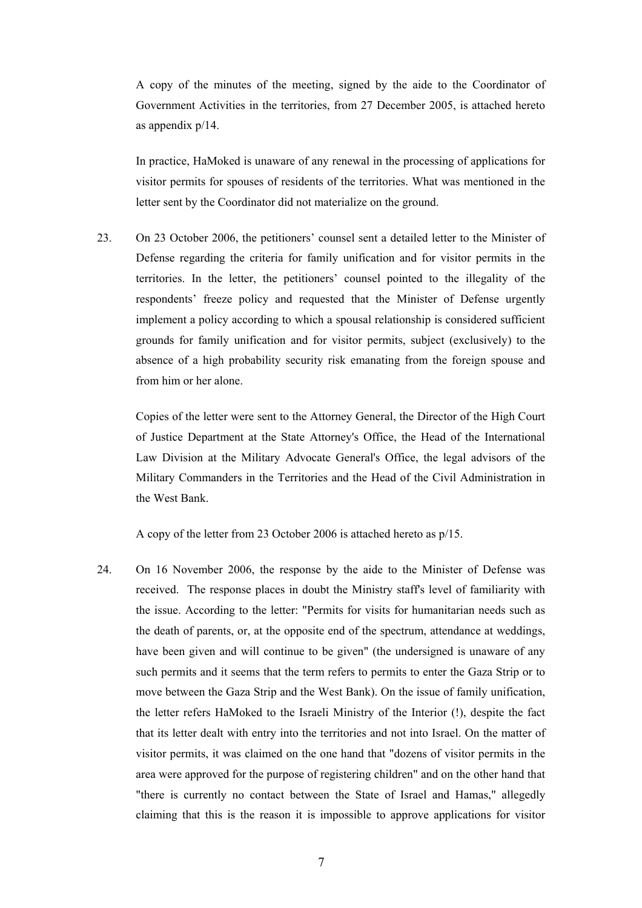A copy of the minutes of the meeting, signed by the aide to the Coordinator of Government Activities in the territories, from 27 December 2005, is attached hereto as appendix p/14.

In practice, HaMoked is unaware of any renewal in the processing of applications for visitor permits for spouses of residents of the territories. What was mentioned in the letter sent by the Coordinator did not materialize on the ground.

23. On 23 October 2006, the petitioners' counsel sent a detailed letter to the Minister of Defense regarding the criteria for family unification and for visitor permits in the territories. In the letter, the petitioners' counsel pointed to the illegality of the respondents' freeze policy and requested that the Minister of Defense urgently implement a policy according to which a spousal relationship is considered sufficient grounds for family unification and for visitor permits, subject (exclusively) to the absence of a high probability security risk emanating from the foreign spouse and from him or her alone.

    Copies of the letter were sent to the Attorney General, the Director of the High Court of Justice Department at the State Attorney's Office, the Head of the International Law Division at the Military Advocate General's Office, the legal advisors of the Military Commanders in the Territories and the Head of the Civil Administration in the West Bank.

    A copy of the letter from 23 October 2006 is attached hereto as p/15.

24. On 16 November 2006, the response by the aide to the Minister of Defense was received. The response places in doubt the Ministry staff's level of familiarity with the issue. According to the letter: "Permits for visits for humanitarian needs such as the death of parents, or, at the opposite end of the spectrum, attendance at weddings, have been given and will continue to be given" (the undersigned is unaware of any such permits and it seems that the term refers to permits to enter the Gaza Strip or to move between the Gaza Strip and the West Bank). On the issue of family unification, the letter refers HaMoked to the Israeli Ministry of the Interior (!), despite the fact that its letter dealt with entry into the territories and not into Israel. On the matter of visitor permits, it was claimed on the one hand that "dozens of visitor permits in the area were approved for the purpose of registering children" and on the other hand that "there is currently no contact between the State of Israel and Hamas," allegedly claiming that this is the reason it is impossible to approve applications for visitor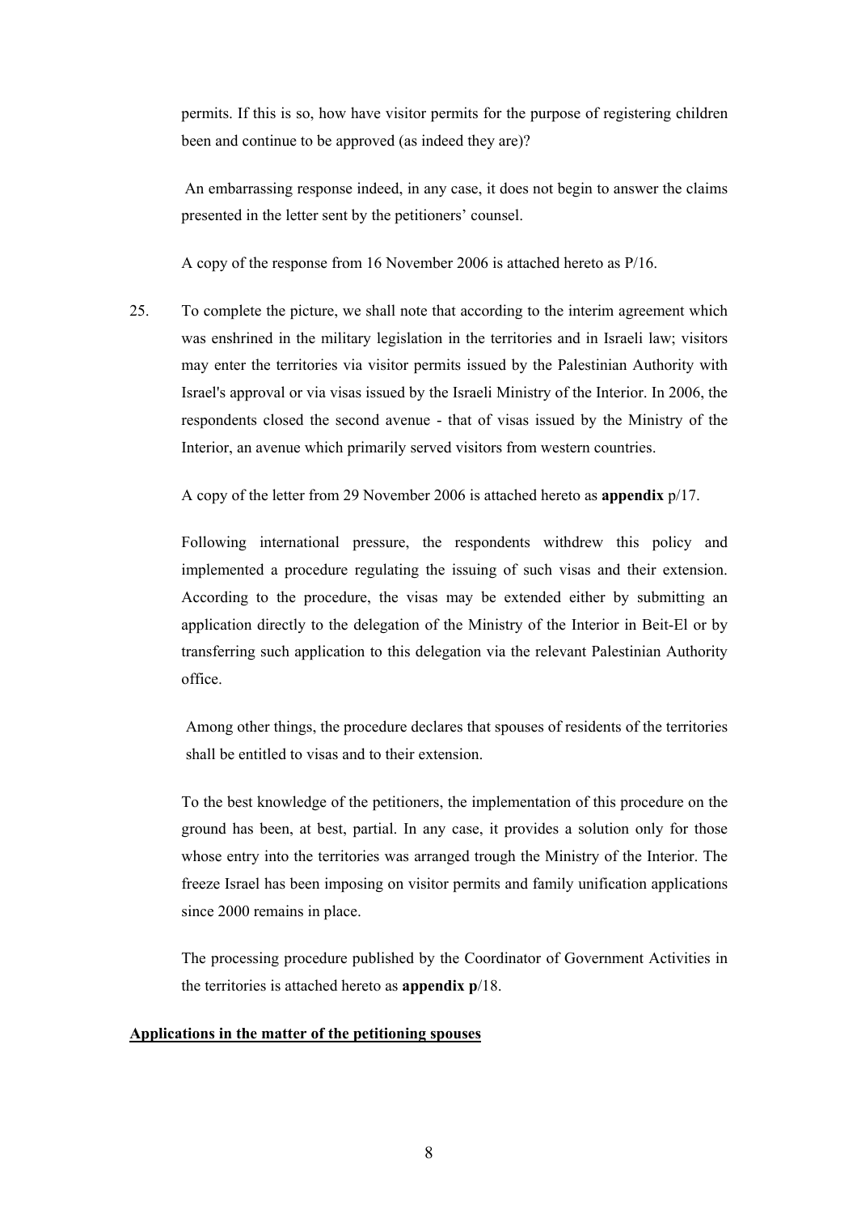permits. If this is so, how have visitor permits for the purpose of registering children been and continue to be approved (as indeed they are)?

An embarrassing response indeed, in any case, it does not begin to answer the claims presented in the letter sent by the petitioners' counsel.

A copy of the response from 16 November 2006 is attached hereto as P/16.

25. To complete the picture, we shall note that according to the interim agreement which was enshrined in the military legislation in the territories and in Israeli law; visitors may enter the territories via visitor permits issued by the Palestinian Authority with Israel's approval or via visas issued by the Israeli Ministry of the Interior. In 2006, the respondents closed the second avenue - that of visas issued by the Ministry of the Interior, an avenue which primarily served visitors from western countries.

    A copy of the letter from 29 November 2006 is attached hereto as **appendix** p/17.

    Following international pressure, the respondents withdrew this policy and implemented a procedure regulating the issuing of such visas and their extension. According to the procedure, the visas may be extended either by submitting an application directly to the delegation of the Ministry of the Interior in Beit-El or by transferring such application to this delegation via the relevant Palestinian Authority office.

    Among other things, the procedure declares that spouses of residents of the territories shall be entitled to visas and to their extension.

    To the best knowledge of the petitioners, the implementation of this procedure on the ground has been, at best, partial. In any case, it provides a solution only for those whose entry into the territories was arranged trough the Ministry of the Interior. The freeze Israel has been imposing on visitor permits and family unification applications since 2000 remains in place.

    The processing procedure published by the Coordinator of Government Activities in the territories is attached hereto as **appendix p**/18.

**<u>Applications in the matter of the petitioning spouses</u>**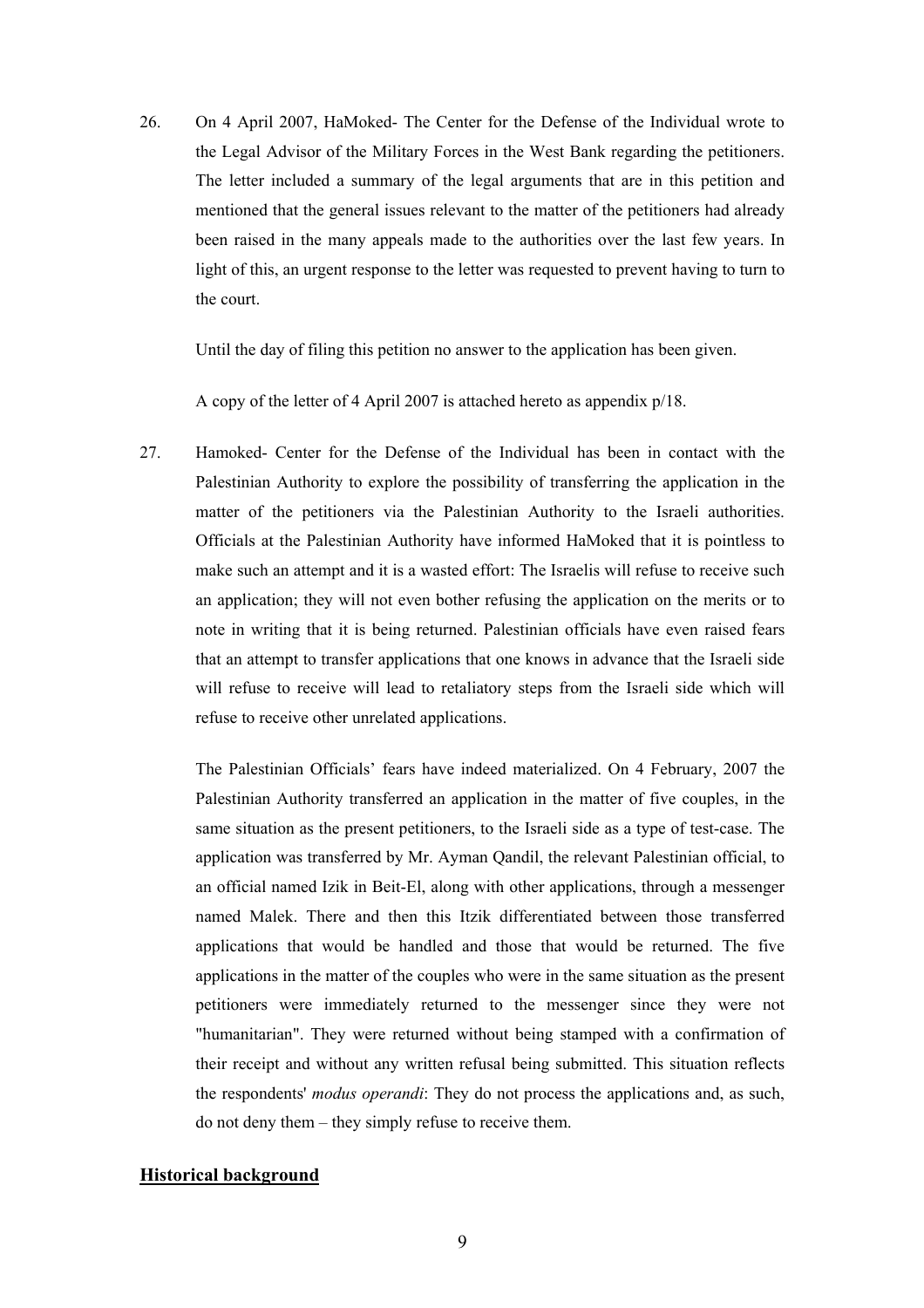26. On 4 April 2007, HaMoked- The Center for the Defense of the Individual wrote to the Legal Advisor of the Military Forces in the West Bank regarding the petitioners. The letter included a summary of the legal arguments that are in this petition and mentioned that the general issues relevant to the matter of the petitioners had already been raised in the many appeals made to the authorities over the last few years. In light of this, an urgent response to the letter was requested to prevent having to turn to the court.

    Until the day of filing this petition no answer to the application has been given.

    A copy of the letter of 4 April 2007 is attached hereto as appendix p/18.

27. Hamoked- Center for the Defense of the Individual has been in contact with the Palestinian Authority to explore the possibility of transferring the application in the matter of the petitioners via the Palestinian Authority to the Israeli authorities. Officials at the Palestinian Authority have informed HaMoked that it is pointless to make such an attempt and it is a wasted effort: The Israelis will refuse to receive such an application; they will not even bother refusing the application on the merits or to note in writing that it is being returned. Palestinian officials have even raised fears that an attempt to transfer applications that one knows in advance that the Israeli side will refuse to receive will lead to retaliatory steps from the Israeli side which will refuse to receive other unrelated applications.

    The Palestinian Officials' fears have indeed materialized. On 4 February, 2007 the Palestinian Authority transferred an application in the matter of five couples, in the same situation as the present petitioners, to the Israeli side as a type of test-case. The application was transferred by Mr. Ayman Qandil, the relevant Palestinian official, to an official named Izik in Beit-El, along with other applications, through a messenger named Malek. There and then this Itzik differentiated between those transferred applications that would be handled and those that would be returned. The five applications in the matter of the couples who were in the same situation as the present petitioners were immediately returned to the messenger since they were not "humanitarian". They were returned without being stamped with a confirmation of their receipt and without any written refusal being submitted. This situation reflects the respondents' *modus operandi*: They do not process the applications and, as such, do not deny them – they simply refuse to receive them.

## Historical background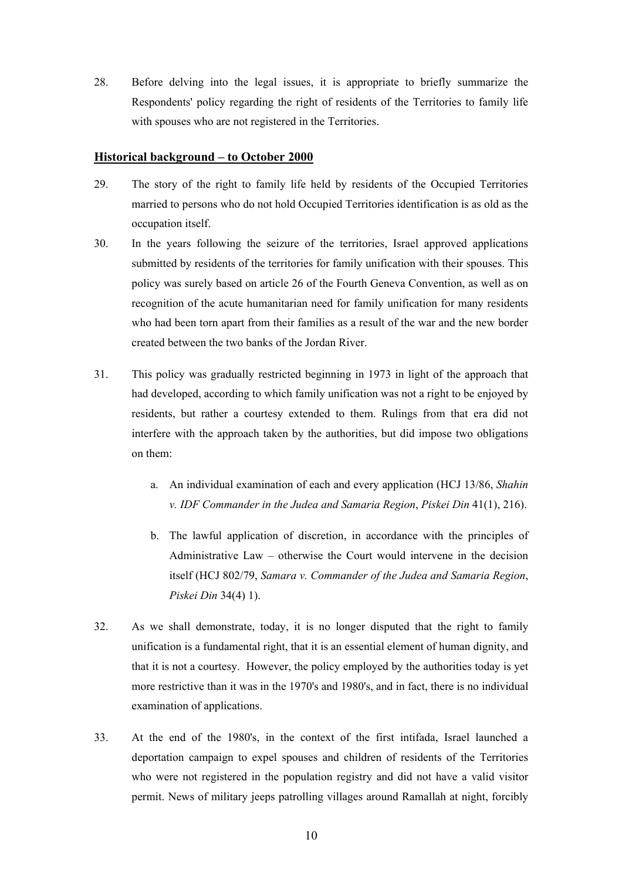28. Before delving into the legal issues, it is appropriate to briefly summarize the Respondents' policy regarding the right of residents of the Territories to family life with spouses who are not registered in the Territories.

## <u>Historical background – to October 2000</u>

29. The story of the right to family life held by residents of the Occupied Territories married to persons who do not hold Occupied Territories identification is as old as the occupation itself.

30. In the years following the seizure of the territories, Israel approved applications submitted by residents of the territories for family unification with their spouses. This policy was surely based on article 26 of the Fourth Geneva Convention, as well as on recognition of the acute humanitarian need for family unification for many residents who had been torn apart from their families as a result of the war and the new border created between the two banks of the Jordan River.

31. This policy was gradually restricted beginning in 1973 in light of the approach that had developed, according to which family unification was not a right to be enjoyed by residents, but rather a courtesy extended to them. Rulings from that era did not interfere with the approach taken by the authorities, but did impose two obligations on them:

    a. An individual examination of each and every application (HCJ 13/86, *Shahin v. IDF Commander in the Judea and Samaria Region*, *Piskei Din* 41(1), 216).

    b. The lawful application of discretion, in accordance with the principles of Administrative Law – otherwise the Court would intervene in the decision itself (HCJ 802/79, *Samara v. Commander of the Judea and Samaria Region*, *Piskei Din* 34(4) 1).

32. As we shall demonstrate, today, it is no longer disputed that the right to family unification is a fundamental right, that it is an essential element of human dignity, and that it is not a courtesy. However, the policy employed by the authorities today is yet more restrictive than it was in the 1970's and 1980's, and in fact, there is no individual examination of applications.

33. At the end of the 1980's, in the context of the first intifada, Israel launched a deportation campaign to expel spouses and children of residents of the Territories who were not registered in the population registry and did not have a valid visitor permit. News of military jeeps patrolling villages around Ramallah at night, forcibly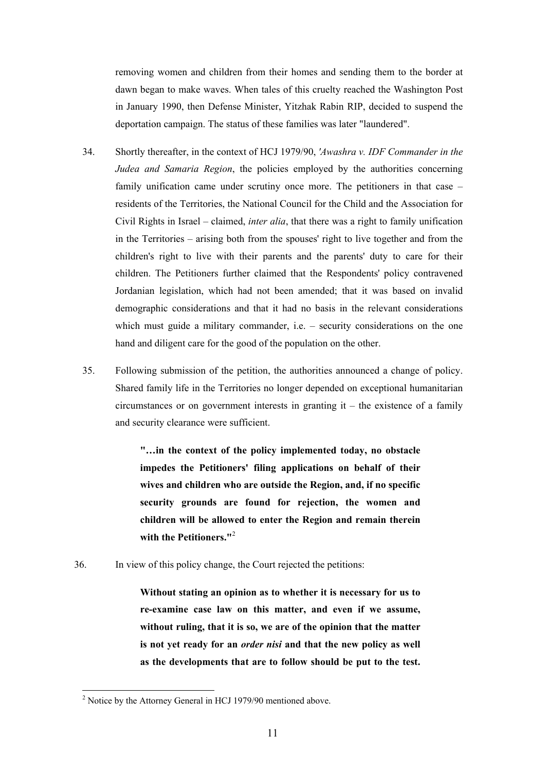removing women and children from their homes and sending them to the border at dawn began to make waves. When tales of this cruelty reached the Washington Post in January 1990, then Defense Minister, Yitzhak Rabin RIP, decided to suspend the deportation campaign. The status of these families was later "laundered".

34. Shortly thereafter, in the context of HCJ 1979/90, *'Awashra v. IDF Commander in the Judea and Samaria Region*, the policies employed by the authorities concerning family unification came under scrutiny once more. The petitioners in that case – residents of the Territories, the National Council for the Child and the Association for Civil Rights in Israel – claimed, *inter alia*, that there was a right to family unification in the Territories – arising both from the spouses' right to live together and from the children's right to live with their parents and the parents' duty to care for their children. The Petitioners further claimed that the Respondents' policy contravened Jordanian legislation, which had not been amended; that it was based on invalid demographic considerations and that it had no basis in the relevant considerations which must guide a military commander, i.e. – security considerations on the one hand and diligent care for the good of the population on the other.

35. Following submission of the petition, the authorities announced a change of policy. Shared family life in the Territories no longer depended on exceptional humanitarian circumstances or on government interests in granting it – the existence of a family and security clearance were sufficient.

> **"…in the context of the policy implemented today, no obstacle impedes the Petitioners' filing applications on behalf of their wives and children who are outside the Region, and, if no specific security grounds are found for rejection, the women and children will be allowed to enter the Region and remain therein with the Petitioners."**[2]

36. In view of this policy change, the Court rejected the petitions:

> **Without stating an opinion as to whether it is necessary for us to re-examine case law on this matter, and even if we assume, without ruling, that it is so, we are of the opinion that the matter is not yet ready for an *order nisi* and that the new policy as well as the developments that are to follow should be put to the test.**

---

[2] Notice by the Attorney General in HCJ 1979/90 mentioned above.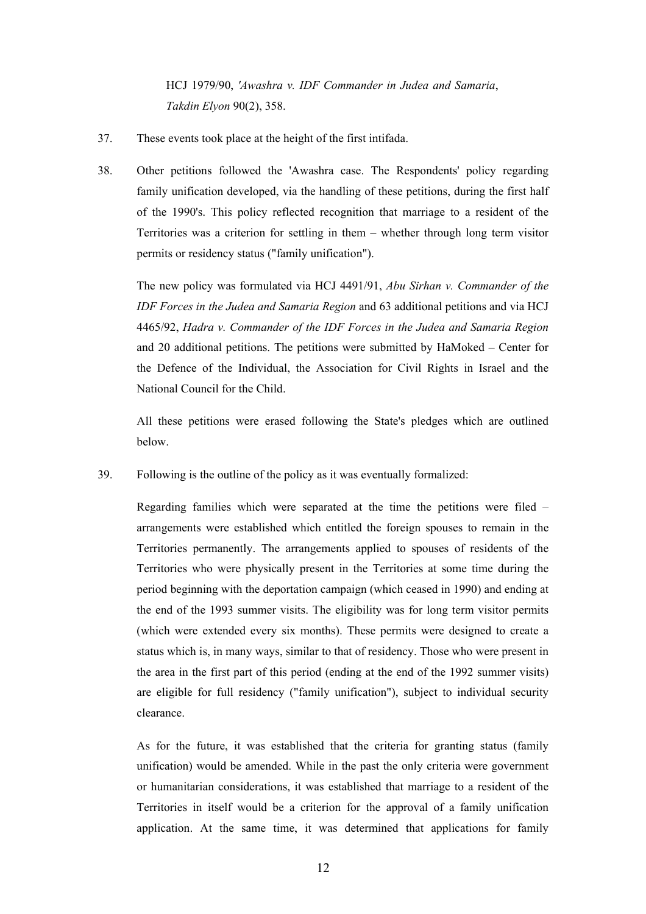HCJ 1979/90, *'Awashra v. IDF Commander in Judea and Samaria*, *Takdin Elyon* 90(2), 358.

37. These events took place at the height of the first intifada.

38. Other petitions followed the 'Awashra case. The Respondents' policy regarding family unification developed, via the handling of these petitions, during the first half of the 1990's. This policy reflected recognition that marriage to a resident of the Territories was a criterion for settling in them – whether through long term visitor permits or residency status ("family unification").

The new policy was formulated via HCJ 4491/91, *Abu Sirhan v. Commander of the IDF Forces in the Judea and Samaria Region* and 63 additional petitions and via HCJ 4465/92, *Hadra v. Commander of the IDF Forces in the Judea and Samaria Region* and 20 additional petitions. The petitions were submitted by HaMoked – Center for the Defence of the Individual, the Association for Civil Rights in Israel and the National Council for the Child.

All these petitions were erased following the State's pledges which are outlined below.

39. Following is the outline of the policy as it was eventually formalized:

Regarding families which were separated at the time the petitions were filed – arrangements were established which entitled the foreign spouses to remain in the Territories permanently. The arrangements applied to spouses of residents of the Territories who were physically present in the Territories at some time during the period beginning with the deportation campaign (which ceased in 1990) and ending at the end of the 1993 summer visits. The eligibility was for long term visitor permits (which were extended every six months). These permits were designed to create a status which is, in many ways, similar to that of residency. Those who were present in the area in the first part of this period (ending at the end of the 1992 summer visits) are eligible for full residency ("family unification"), subject to individual security clearance.

As for the future, it was established that the criteria for granting status (family unification) would be amended. While in the past the only criteria were government or humanitarian considerations, it was established that marriage to a resident of the Territories in itself would be a criterion for the approval of a family unification application. At the same time, it was determined that applications for family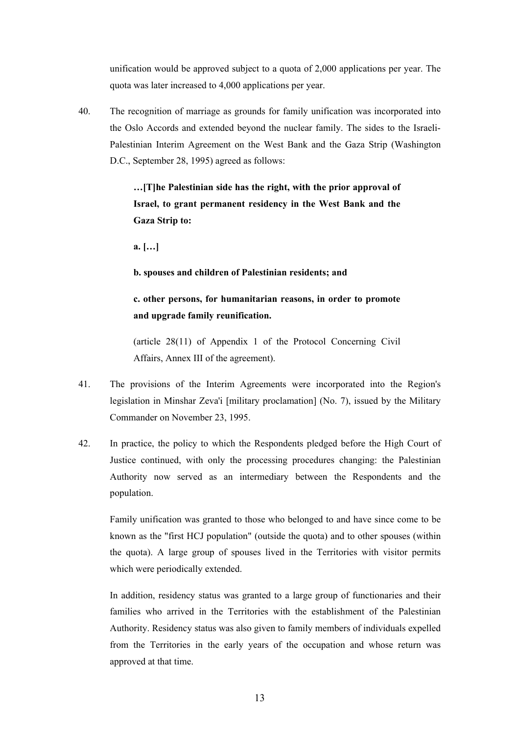unification would be approved subject to a quota of 2,000 applications per year. The quota was later increased to 4,000 applications per year.

40. The recognition of marriage as grounds for family unification was incorporated into the Oslo Accords and extended beyond the nuclear family. The sides to the Israeli-Palestinian Interim Agreement on the West Bank and the Gaza Strip (Washington D.C., September 28, 1995) agreed as follows:

> **…[T]he Palestinian side has the right, with the prior approval of Israel, to grant permanent residency in the West Bank and the Gaza Strip to:**
>
> **a. […]**
>
> **b. spouses and children of Palestinian residents; and**
>
> **c. other persons, for humanitarian reasons, in order to promote and upgrade family reunification.**
>
> (article 28(11) of Appendix 1 of the Protocol Concerning Civil Affairs, Annex III of the agreement).

41. The provisions of the Interim Agreements were incorporated into the Region's legislation in Minshar Zeva'i [military proclamation] (No. 7), issued by the Military Commander on November 23, 1995.

42. In practice, the policy to which the Respondents pledged before the High Court of Justice continued, with only the processing procedures changing: the Palestinian Authority now served as an intermediary between the Respondents and the population.

    Family unification was granted to those who belonged to and have since come to be known as the "first HCJ population" (outside the quota) and to other spouses (within the quota). A large group of spouses lived in the Territories with visitor permits which were periodically extended.

    In addition, residency status was granted to a large group of functionaries and their families who arrived in the Territories with the establishment of the Palestinian Authority. Residency status was also given to family members of individuals expelled from the Territories in the early years of the occupation and whose return was approved at that time.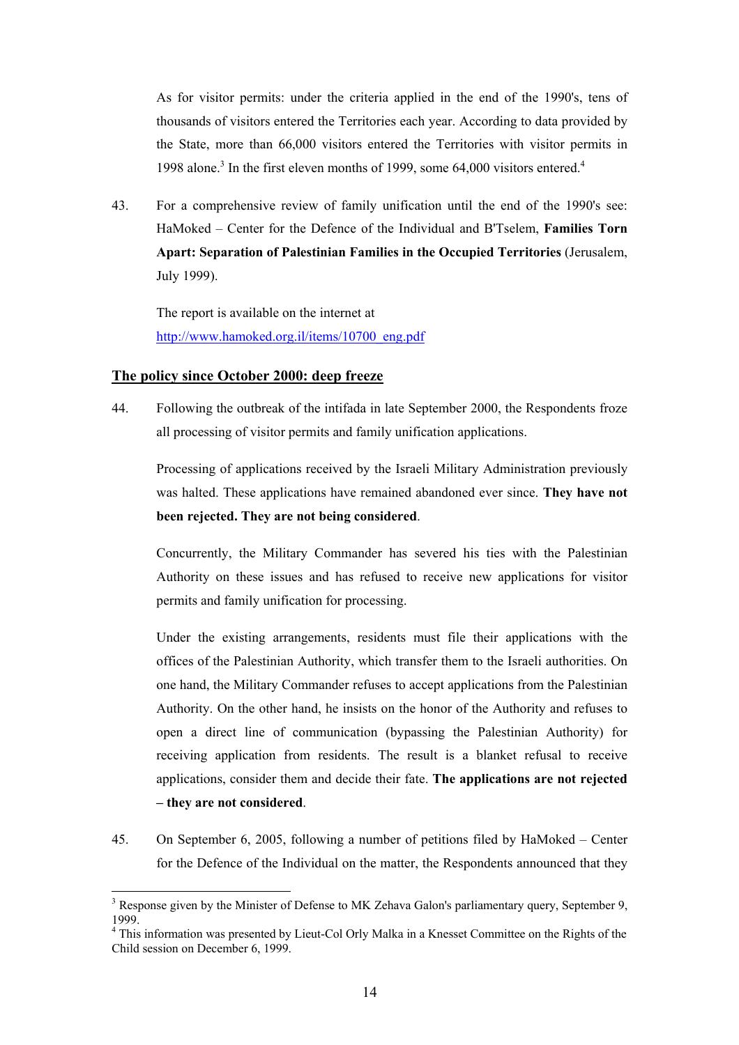As for visitor permits: under the criteria applied in the end of the 1990's, tens of thousands of visitors entered the Territories each year. According to data provided by the State, more than 66,000 visitors entered the Territories with visitor permits in 1998 alone.[3] In the first eleven months of 1999, some 64,000 visitors entered.[4]

43. For a comprehensive review of family unification until the end of the 1990's see: HaMoked – Center for the Defence of the Individual and B'Tselem, **Families Torn Apart: Separation of Palestinian Families in the Occupied Territories** (Jerusalem, July 1999).

The report is available on the internet at http://www.hamoked.org.il/items/10700_eng.pdf

## The policy since October 2000: deep freeze

44. Following the outbreak of the intifada in late September 2000, the Respondents froze all processing of visitor permits and family unification applications.

Processing of applications received by the Israeli Military Administration previously was halted. These applications have remained abandoned ever since. **They have not been rejected. They are not being considered**.

Concurrently, the Military Commander has severed his ties with the Palestinian Authority on these issues and has refused to receive new applications for visitor permits and family unification for processing.

Under the existing arrangements, residents must file their applications with the offices of the Palestinian Authority, which transfer them to the Israeli authorities. On one hand, the Military Commander refuses to accept applications from the Palestinian Authority. On the other hand, he insists on the honor of the Authority and refuses to open a direct line of communication (bypassing the Palestinian Authority) for receiving application from residents. The result is a blanket refusal to receive applications, consider them and decide their fate. **The applications are not rejected – they are not considered**.

45. On September 6, 2005, following a number of petitions filed by HaMoked – Center for the Defence of the Individual on the matter, the Respondents announced that they

---

[3] Response given by the Minister of Defense to MK Zehava Galon's parliamentary query, September 9, 1999.

[4] This information was presented by Lieut-Col Orly Malka in a Knesset Committee on the Rights of the Child session on December 6, 1999.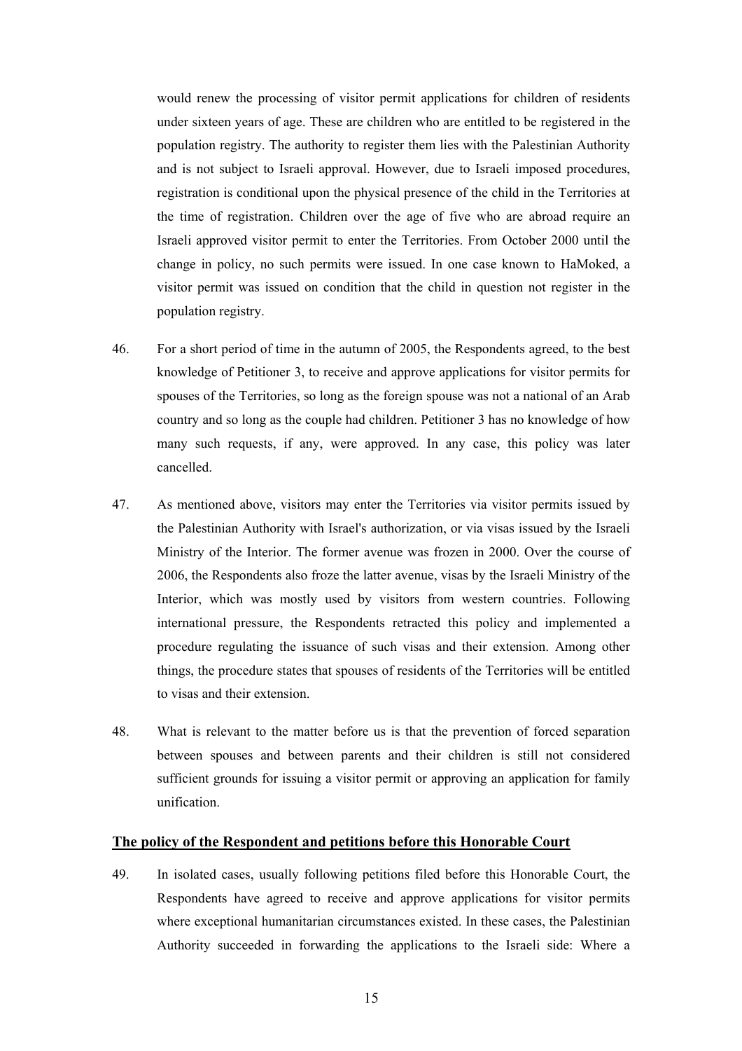would renew the processing of visitor permit applications for children of residents under sixteen years of age. These are children who are entitled to be registered in the population registry. The authority to register them lies with the Palestinian Authority and is not subject to Israeli approval. However, due to Israeli imposed procedures, registration is conditional upon the physical presence of the child in the Territories at the time of registration. Children over the age of five who are abroad require an Israeli approved visitor permit to enter the Territories. From October 2000 until the change in policy, no such permits were issued. In one case known to HaMoked, a visitor permit was issued on condition that the child in question not register in the population registry.

46. For a short period of time in the autumn of 2005, the Respondents agreed, to the best knowledge of Petitioner 3, to receive and approve applications for visitor permits for spouses of the Territories, so long as the foreign spouse was not a national of an Arab country and so long as the couple had children. Petitioner 3 has no knowledge of how many such requests, if any, were approved. In any case, this policy was later cancelled.

47. As mentioned above, visitors may enter the Territories via visitor permits issued by the Palestinian Authority with Israel's authorization, or via visas issued by the Israeli Ministry of the Interior. The former avenue was frozen in 2000. Over the course of 2006, the Respondents also froze the latter avenue, visas by the Israeli Ministry of the Interior, which was mostly used by visitors from western countries. Following international pressure, the Respondents retracted this policy and implemented a procedure regulating the issuance of such visas and their extension. Among other things, the procedure states that spouses of residents of the Territories will be entitled to visas and their extension.

48. What is relevant to the matter before us is that the prevention of forced separation between spouses and between parents and their children is still not considered sufficient grounds for issuing a visitor permit or approving an application for family unification.

## The policy of the Respondent and petitions before this Honorable Court

49. In isolated cases, usually following petitions filed before this Honorable Court, the Respondents have agreed to receive and approve applications for visitor permits where exceptional humanitarian circumstances existed. In these cases, the Palestinian Authority succeeded in forwarding the applications to the Israeli side: Where a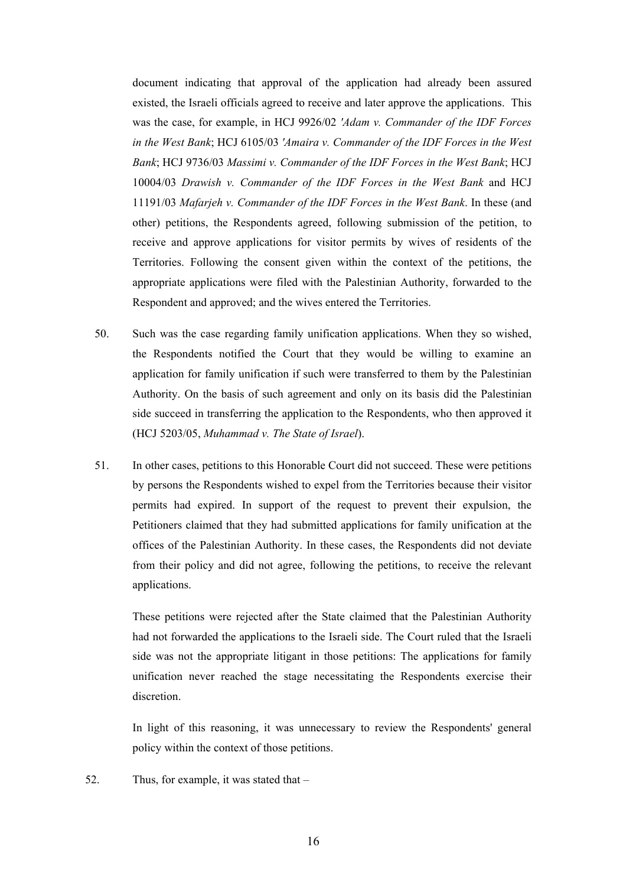document indicating that approval of the application had already been assured existed, the Israeli officials agreed to receive and later approve the applications. This was the case, for example, in HCJ 9926/02 *'Adam v. Commander of the IDF Forces in the West Bank*; HCJ 6105/03 *'Amaira v. Commander of the IDF Forces in the West Bank*; HCJ 9736/03 *Massimi v. Commander of the IDF Forces in the West Bank*; HCJ 10004/03 *Drawish v. Commander of the IDF Forces in the West Bank* and HCJ 11191/03 *Mafarjeh v. Commander of the IDF Forces in the West Bank*. In these (and other) petitions, the Respondents agreed, following submission of the petition, to receive and approve applications for visitor permits by wives of residents of the Territories. Following the consent given within the context of the petitions, the appropriate applications were filed with the Palestinian Authority, forwarded to the Respondent and approved; and the wives entered the Territories.

50. Such was the case regarding family unification applications. When they so wished, the Respondents notified the Court that they would be willing to examine an application for family unification if such were transferred to them by the Palestinian Authority. On the basis of such agreement and only on its basis did the Palestinian side succeed in transferring the application to the Respondents, who then approved it (HCJ 5203/05, *Muhammad v. The State of Israel*).

51. In other cases, petitions to this Honorable Court did not succeed. These were petitions by persons the Respondents wished to expel from the Territories because their visitor permits had expired. In support of the request to prevent their expulsion, the Petitioners claimed that they had submitted applications for family unification at the offices of the Palestinian Authority. In these cases, the Respondents did not deviate from their policy and did not agree, following the petitions, to receive the relevant applications.

    These petitions were rejected after the State claimed that the Palestinian Authority had not forwarded the applications to the Israeli side. The Court ruled that the Israeli side was not the appropriate litigant in those petitions: The applications for family unification never reached the stage necessitating the Respondents exercise their discretion.

    In light of this reasoning, it was unnecessary to review the Respondents' general policy within the context of those petitions.

52. Thus, for example, it was stated that –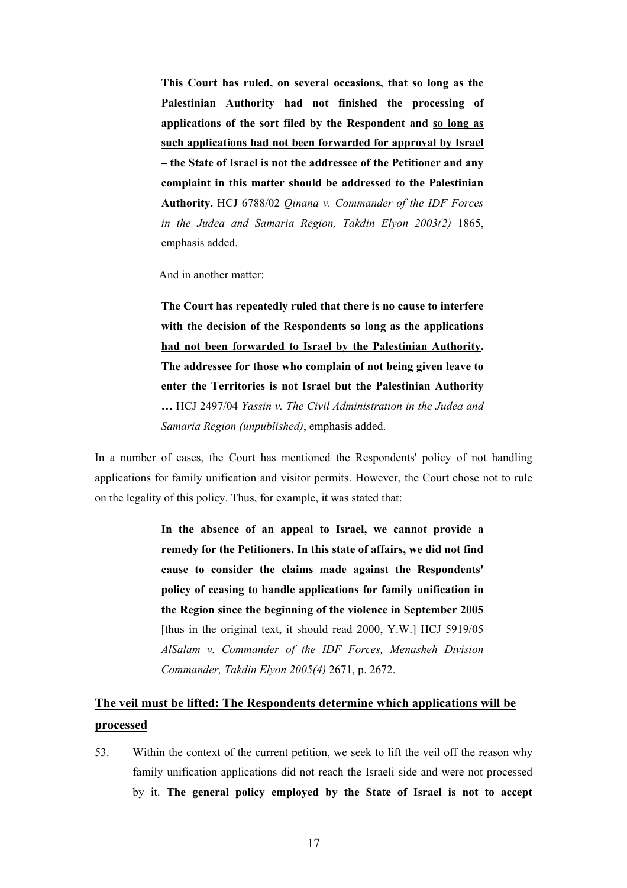> **This Court has ruled, on several occasions, that so long as the Palestinian Authority had not finished the processing of applications of the sort filed by the Respondent and <u>so long as such applications had not been forwarded for approval by Israel</u> – the State of Israel is not the addressee of the Petitioner and any complaint in this matter should be addressed to the Palestinian Authority.** HCJ 6788/02 *Qinana v. Commander of the IDF Forces in the Judea and Samaria Region, Takdin Elyon 2003(2)* 1865, emphasis added.
>
> And in another matter:
>
> **The Court has repeatedly ruled that there is no cause to interfere with the decision of the Respondents <u>so long as the applications had not been forwarded to Israel by the Palestinian Authority</u>. The addressee for those who complain of not being given leave to enter the Territories is not Israel but the Palestinian Authority …** HCJ 2497/04 *Yassin v. The Civil Administration in the Judea and Samaria Region (unpublished)*, emphasis added.

In a number of cases, the Court has mentioned the Respondents' policy of not handling applications for family unification and visitor permits. However, the Court chose not to rule on the legality of this policy. Thus, for example, it was stated that:

> **In the absence of an appeal to Israel, we cannot provide a remedy for the Petitioners. In this state of affairs, we did not find cause to consider the claims made against the Respondents' policy of ceasing to handle applications for family unification in the Region since the beginning of the violence in September 2005** [thus in the original text, it should read 2000, Y.W.] HCJ 5919/05 *AlSalam v. Commander of the IDF Forces, Menasheh Division Commander, Takdin Elyon 2005(4)* 2671, p. 2672.

## <u>The veil must be lifted: The Respondents determine which applications will be processed</u>

53. Within the context of the current petition, we seek to lift the veil off the reason why family unification applications did not reach the Israeli side and were not processed by it. **The general policy employed by the State of Israel is not to accept**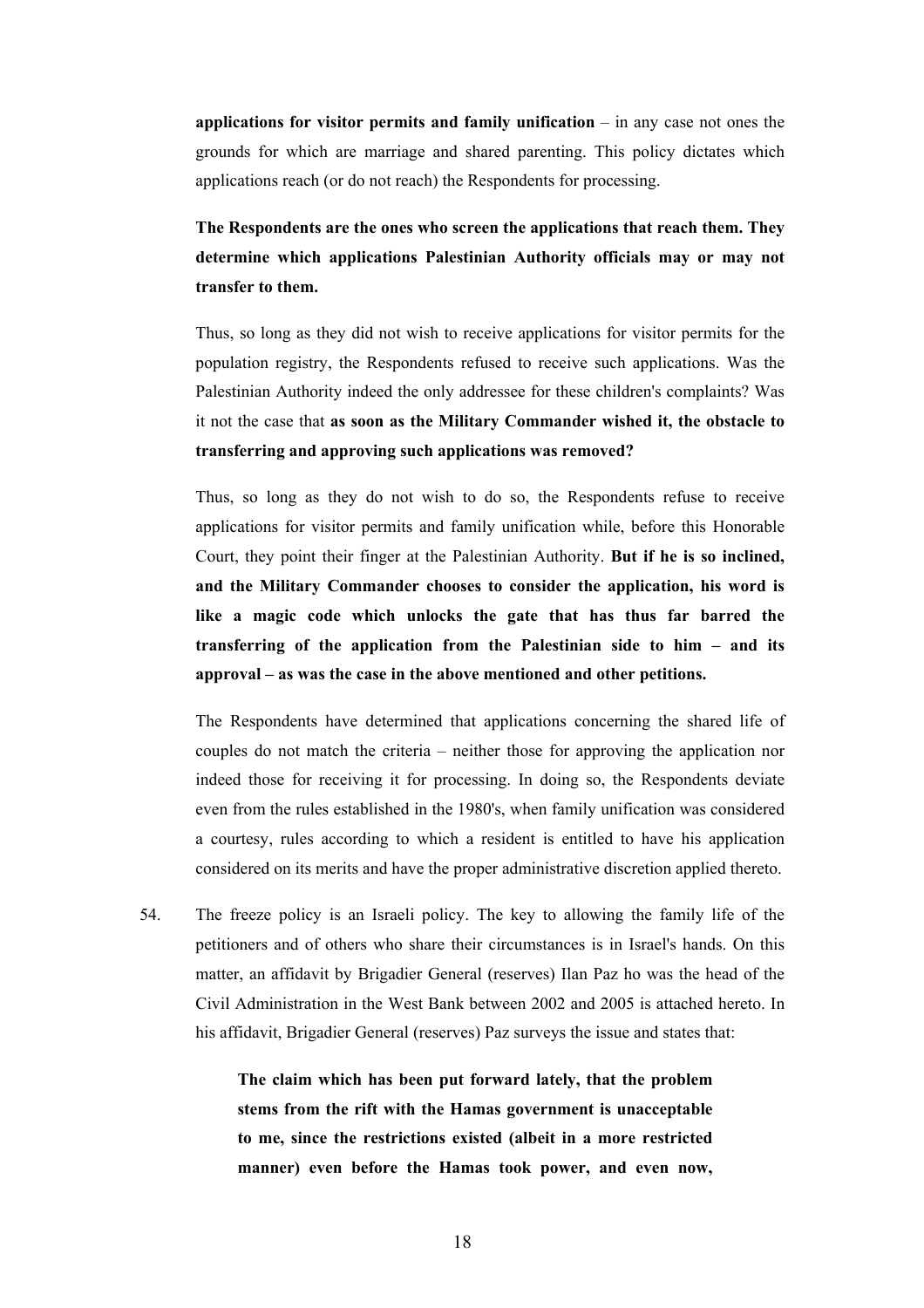**applications for visitor permits and family unification** – in any case not ones the grounds for which are marriage and shared parenting. This policy dictates which applications reach (or do not reach) the Respondents for processing.

**The Respondents are the ones who screen the applications that reach them. They determine which applications Palestinian Authority officials may or may not transfer to them.**

Thus, so long as they did not wish to receive applications for visitor permits for the population registry, the Respondents refused to receive such applications. Was the Palestinian Authority indeed the only addressee for these children's complaints? Was it not the case that **as soon as the Military Commander wished it, the obstacle to transferring and approving such applications was removed?**

Thus, so long as they do not wish to do so, the Respondents refuse to receive applications for visitor permits and family unification while, before this Honorable Court, they point their finger at the Palestinian Authority. **But if he is so inclined, and the Military Commander chooses to consider the application, his word is like a magic code which unlocks the gate that has thus far barred the transferring of the application from the Palestinian side to him – and its approval – as was the case in the above mentioned and other petitions.**

The Respondents have determined that applications concerning the shared life of couples do not match the criteria – neither those for approving the application nor indeed those for receiving it for processing. In doing so, the Respondents deviate even from the rules established in the 1980's, when family unification was considered a courtesy, rules according to which a resident is entitled to have his application considered on its merits and have the proper administrative discretion applied thereto.

54. The freeze policy is an Israeli policy. The key to allowing the family life of the petitioners and of others who share their circumstances is in Israel's hands. On this matter, an affidavit by Brigadier General (reserves) Ilan Paz ho was the head of the Civil Administration in the West Bank between 2002 and 2005 is attached hereto. In his affidavit, Brigadier General (reserves) Paz surveys the issue and states that:

> **The claim which has been put forward lately, that the problem stems from the rift with the Hamas government is unacceptable to me, since the restrictions existed (albeit in a more restricted manner) even before the Hamas took power, and even now,**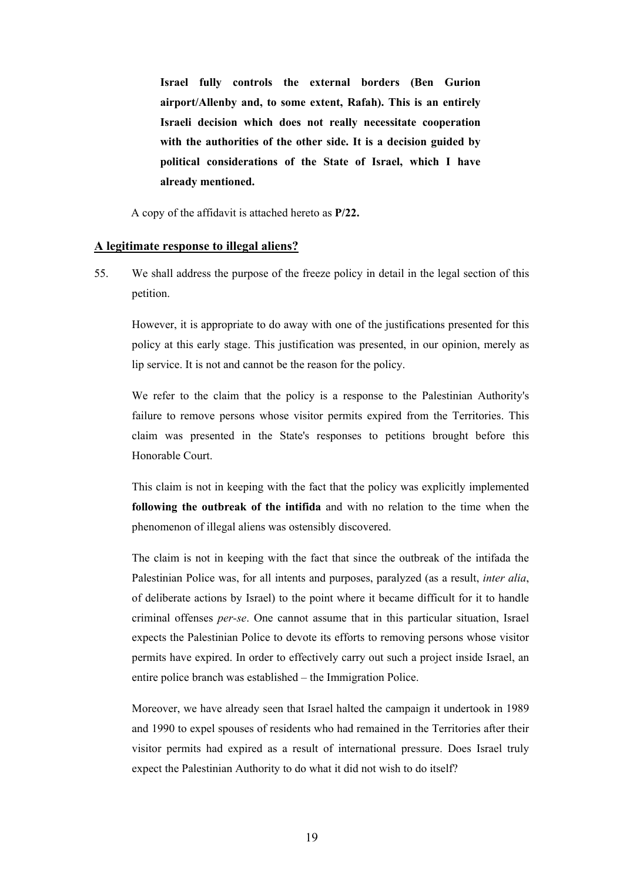> **Israel fully controls the external borders (Ben Gurion airport/Allenby and, to some extent, Rafah). This is an entirely Israeli decision which does not really necessitate cooperation with the authorities of the other side. It is a decision guided by political considerations of the State of Israel, which I have already mentioned.**

A copy of the affidavit is attached hereto as **P/22.**

## A legitimate response to illegal aliens?

55. We shall address the purpose of the freeze policy in detail in the legal section of this petition.

However, it is appropriate to do away with one of the justifications presented for this policy at this early stage. This justification was presented, in our opinion, merely as lip service. It is not and cannot be the reason for the policy.

We refer to the claim that the policy is a response to the Palestinian Authority's failure to remove persons whose visitor permits expired from the Territories. This claim was presented in the State's responses to petitions brought before this Honorable Court.

This claim is not in keeping with the fact that the policy was explicitly implemented **following the outbreak of the intifida** and with no relation to the time when the phenomenon of illegal aliens was ostensibly discovered.

The claim is not in keeping with the fact that since the outbreak of the intifada the Palestinian Police was, for all intents and purposes, paralyzed (as a result, *inter alia*, of deliberate actions by Israel) to the point where it became difficult for it to handle criminal offenses *per-se*. One cannot assume that in this particular situation, Israel expects the Palestinian Police to devote its efforts to removing persons whose visitor permits have expired. In order to effectively carry out such a project inside Israel, an entire police branch was established – the Immigration Police.

Moreover, we have already seen that Israel halted the campaign it undertook in 1989 and 1990 to expel spouses of residents who had remained in the Territories after their visitor permits had expired as a result of international pressure. Does Israel truly expect the Palestinian Authority to do what it did not wish to do itself?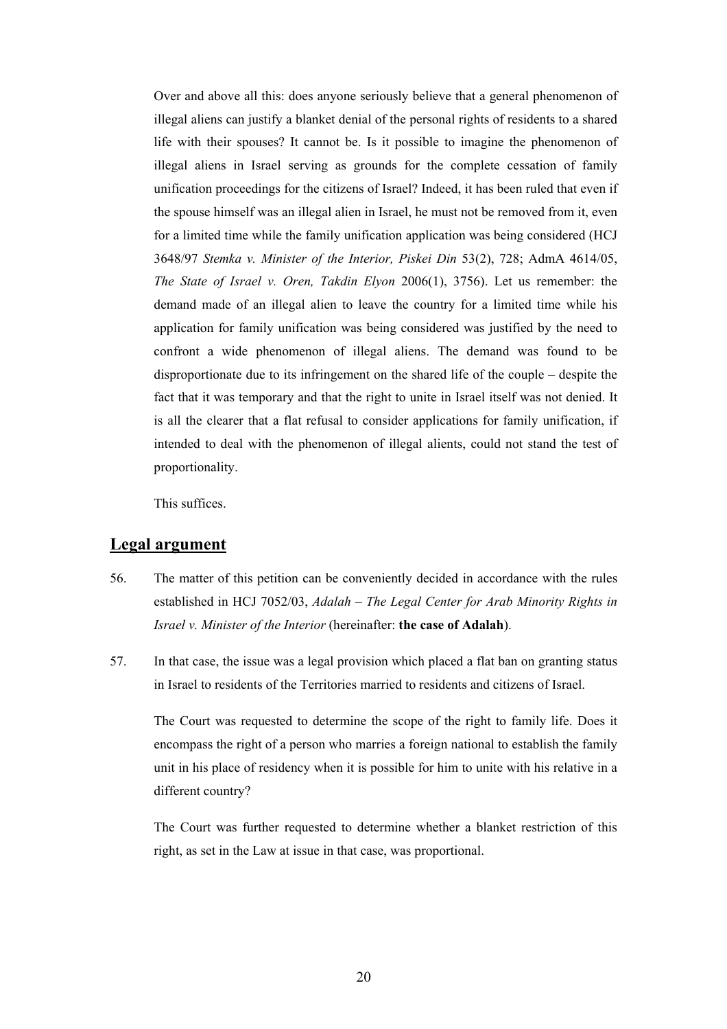Over and above all this: does anyone seriously believe that a general phenomenon of illegal aliens can justify a blanket denial of the personal rights of residents to a shared life with their spouses? It cannot be. Is it possible to imagine the phenomenon of illegal aliens in Israel serving as grounds for the complete cessation of family unification proceedings for the citizens of Israel? Indeed, it has been ruled that even if the spouse himself was an illegal alien in Israel, he must not be removed from it, even for a limited time while the family unification application was being considered (HCJ 3648/97 *Stemka v. Minister of the Interior, Piskei Din* 53(2), 728; AdmA 4614/05, *The State of Israel v. Oren, Takdin Elyon* 2006(1), 3756). Let us remember: the demand made of an illegal alien to leave the country for a limited time while his application for family unification was being considered was justified by the need to confront a wide phenomenon of illegal aliens. The demand was found to be disproportionate due to its infringement on the shared life of the couple – despite the fact that it was temporary and that the right to unite in Israel itself was not denied. It is all the clearer that a flat refusal to consider applications for family unification, if intended to deal with the phenomenon of illegal alients, could not stand the test of proportionality.

This suffices.

## Legal argument

56. The matter of this petition can be conveniently decided in accordance with the rules established in HCJ 7052/03, *Adalah – The Legal Center for Arab Minority Rights in Israel v. Minister of the Interior* (hereinafter: **the case of Adalah**).

57. In that case, the issue was a legal provision which placed a flat ban on granting status in Israel to residents of the Territories married to residents and citizens of Israel.

    The Court was requested to determine the scope of the right to family life. Does it encompass the right of a person who marries a foreign national to establish the family unit in his place of residency when it is possible for him to unite with his relative in a different country?

    The Court was further requested to determine whether a blanket restriction of this right, as set in the Law at issue in that case, was proportional.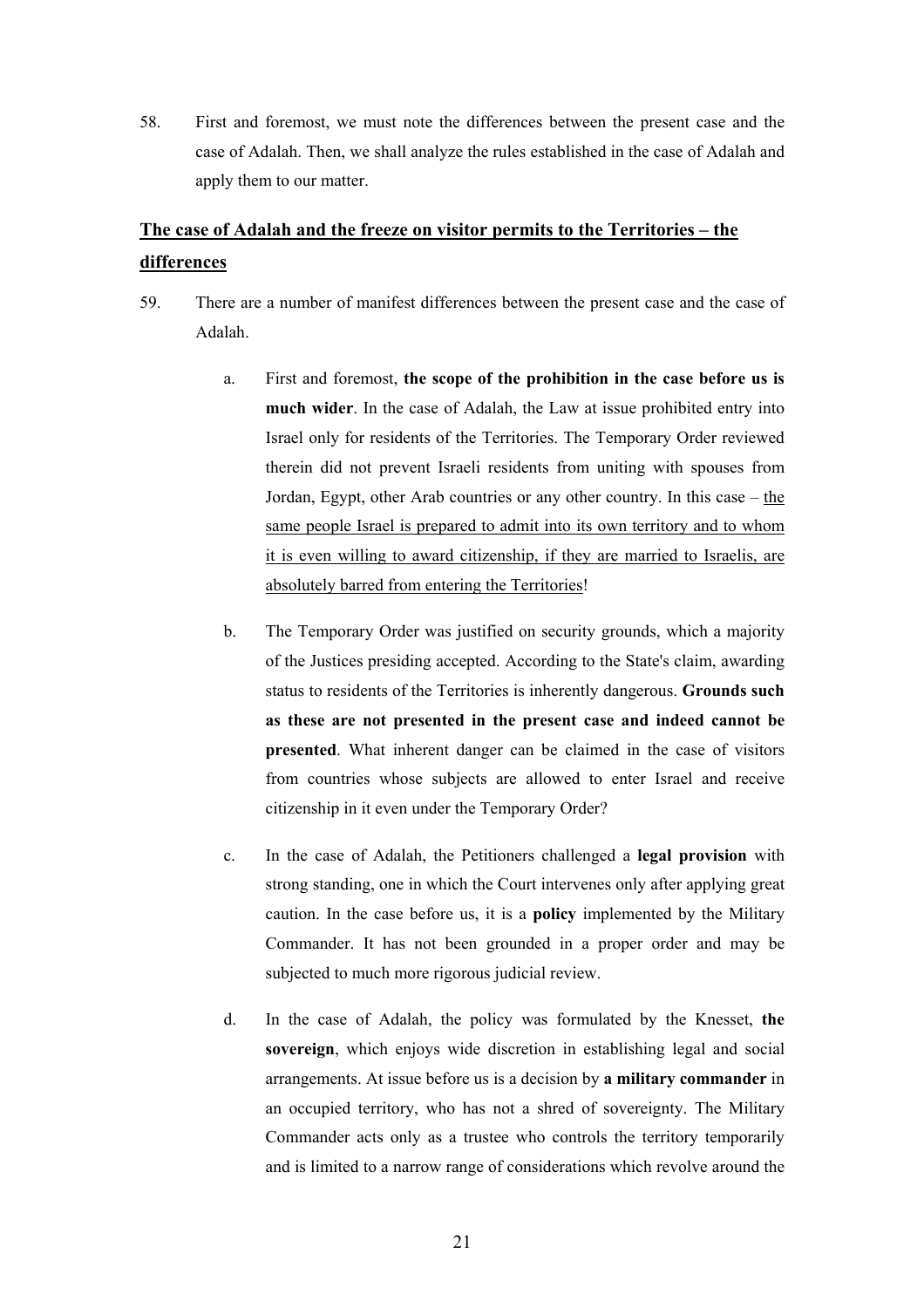58. First and foremost, we must note the differences between the present case and the case of Adalah. Then, we shall analyze the rules established in the case of Adalah and apply them to our matter.

<u>**The case of Adalah and the freeze on visitor permits to the Territories – the differences**</u>

59. There are a number of manifest differences between the present case and the case of Adalah.

    a. First and foremost, **the scope of the prohibition in the case before us is much wider**. In the case of Adalah, the Law at issue prohibited entry into Israel only for residents of the Territories. The Temporary Order reviewed therein did not prevent Israeli residents from uniting with spouses from Jordan, Egypt, other Arab countries or any other country. In this case – <u>the same people Israel is prepared to admit into its own territory and to whom it is even willing to award citizenship, if they are married to Israelis, are absolutely barred from entering the Territories</u>!

    b. The Temporary Order was justified on security grounds, which a majority of the Justices presiding accepted. According to the State's claim, awarding status to residents of the Territories is inherently dangerous. **Grounds such as these are not presented in the present case and indeed cannot be presented**. What inherent danger can be claimed in the case of visitors from countries whose subjects are allowed to enter Israel and receive citizenship in it even under the Temporary Order?

    c. In the case of Adalah, the Petitioners challenged a **legal provision** with strong standing, one in which the Court intervenes only after applying great caution. In the case before us, it is a **policy** implemented by the Military Commander. It has not been grounded in a proper order and may be subjected to much more rigorous judicial review.

    d. In the case of Adalah, the policy was formulated by the Knesset, **the sovereign**, which enjoys wide discretion in establishing legal and social arrangements. At issue before us is a decision by **a military commander** in an occupied territory, who has not a shred of sovereignty. The Military Commander acts only as a trustee who controls the territory temporarily and is limited to a narrow range of considerations which revolve around the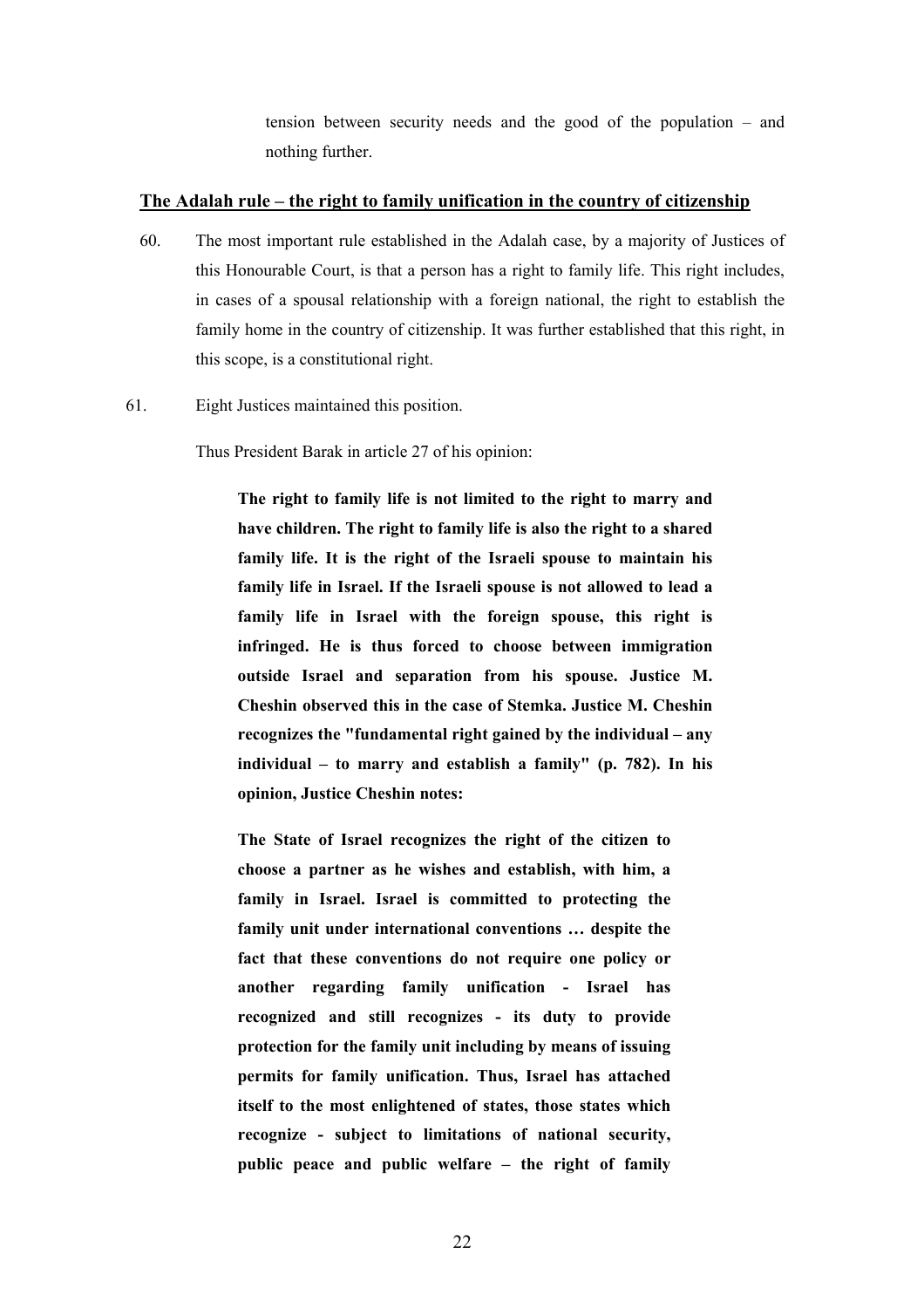tension between security needs and the good of the population – and nothing further.

## The Adalah rule – the right to family unification in the country of citizenship

60. The most important rule established in the Adalah case, by a majority of Justices of this Honourable Court, is that a person has a right to family life. This right includes, in cases of a spousal relationship with a foreign national, the right to establish the family home in the country of citizenship. It was further established that this right, in this scope, is a constitutional right.

61. Eight Justices maintained this position.

Thus President Barak in article 27 of his opinion:

> **The right to family life is not limited to the right to marry and have children. The right to family life is also the right to a shared family life. It is the right of the Israeli spouse to maintain his family life in Israel. If the Israeli spouse is not allowed to lead a family life in Israel with the foreign spouse, this right is infringed. He is thus forced to choose between immigration outside Israel and separation from his spouse. Justice M. Cheshin observed this in the case of Stemka. Justice M. Cheshin recognizes the "fundamental right gained by the individual – any individual – to marry and establish a family" (p. 782). In his opinion, Justice Cheshin notes:**
>
> > **The State of Israel recognizes the right of the citizen to choose a partner as he wishes and establish, with him, a family in Israel. Israel is committed to protecting the family unit under international conventions … despite the fact that these conventions do not require one policy or another regarding family unification - Israel has recognized and still recognizes - its duty to provide protection for the family unit including by means of issuing permits for family unification. Thus, Israel has attached itself to the most enlightened of states, those states which recognize - subject to limitations of national security, public peace and public welfare – the right of family**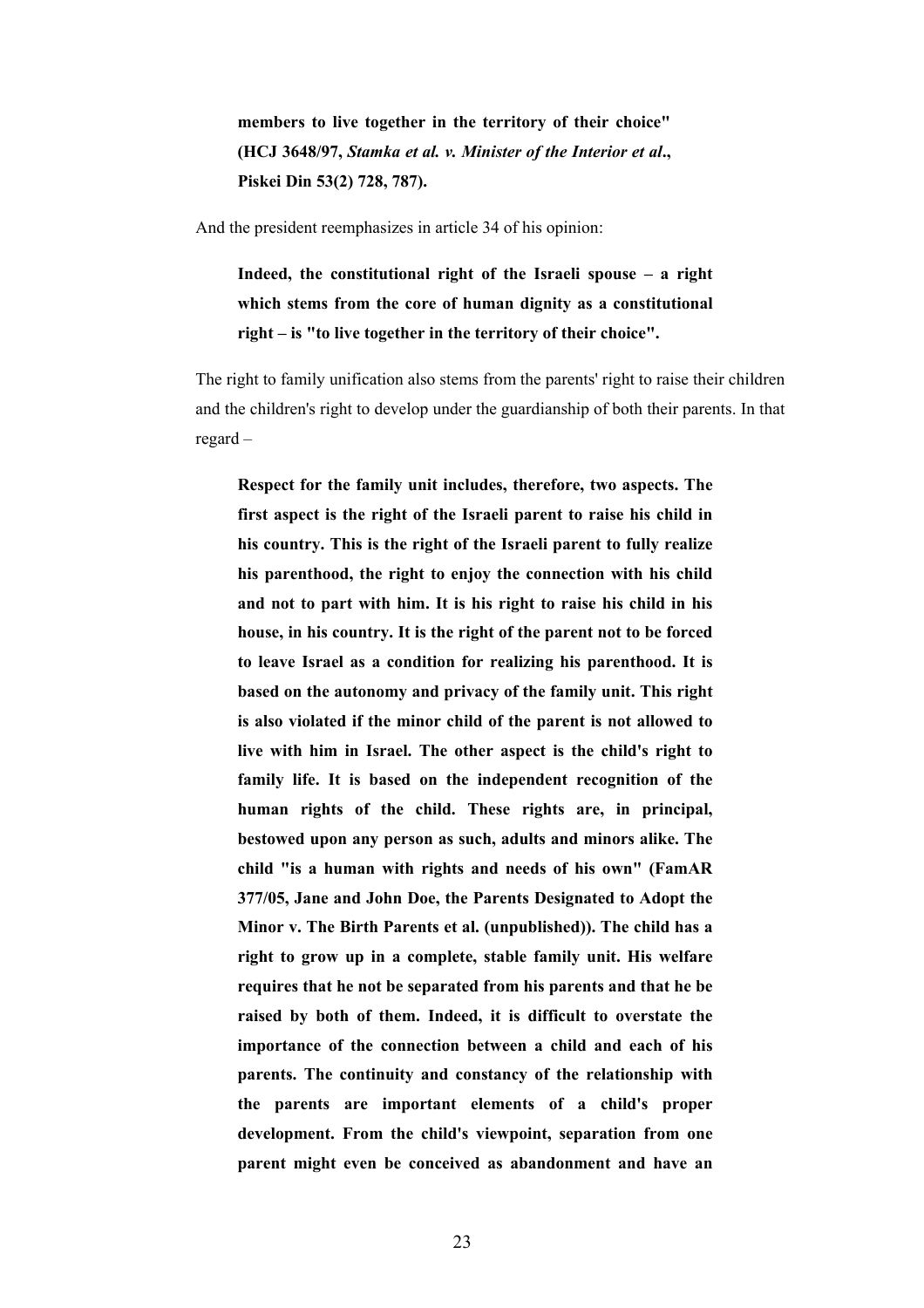> **members to live together in the territory of their choice" (HCJ 3648/97, *Stamka et al. v. Minister of the Interior et al*., Piskei Din 53(2) 728, 787).**

And the president reemphasizes in article 34 of his opinion:

> **Indeed, the constitutional right of the Israeli spouse – a right which stems from the core of human dignity as a constitutional right – is "to live together in the territory of their choice".**

The right to family unification also stems from the parents' right to raise their children and the children's right to develop under the guardianship of both their parents. In that regard –

> **Respect for the family unit includes, therefore, two aspects. The first aspect is the right of the Israeli parent to raise his child in his country. This is the right of the Israeli parent to fully realize his parenthood, the right to enjoy the connection with his child and not to part with him. It is his right to raise his child in his house, in his country. It is the right of the parent not to be forced to leave Israel as a condition for realizing his parenthood. It is based on the autonomy and privacy of the family unit. This right is also violated if the minor child of the parent is not allowed to live with him in Israel. The other aspect is the child's right to family life. It is based on the independent recognition of the human rights of the child. These rights are, in principal, bestowed upon any person as such, adults and minors alike. The child "is a human with rights and needs of his own" (FamAR 377/05, Jane and John Doe, the Parents Designated to Adopt the Minor v. The Birth Parents et al. (unpublished)). The child has a right to grow up in a complete, stable family unit. His welfare requires that he not be separated from his parents and that he be raised by both of them. Indeed, it is difficult to overstate the importance of the connection between a child and each of his parents. The continuity and constancy of the relationship with the parents are important elements of a child's proper development. From the child's viewpoint, separation from one parent might even be conceived as abandonment and have an**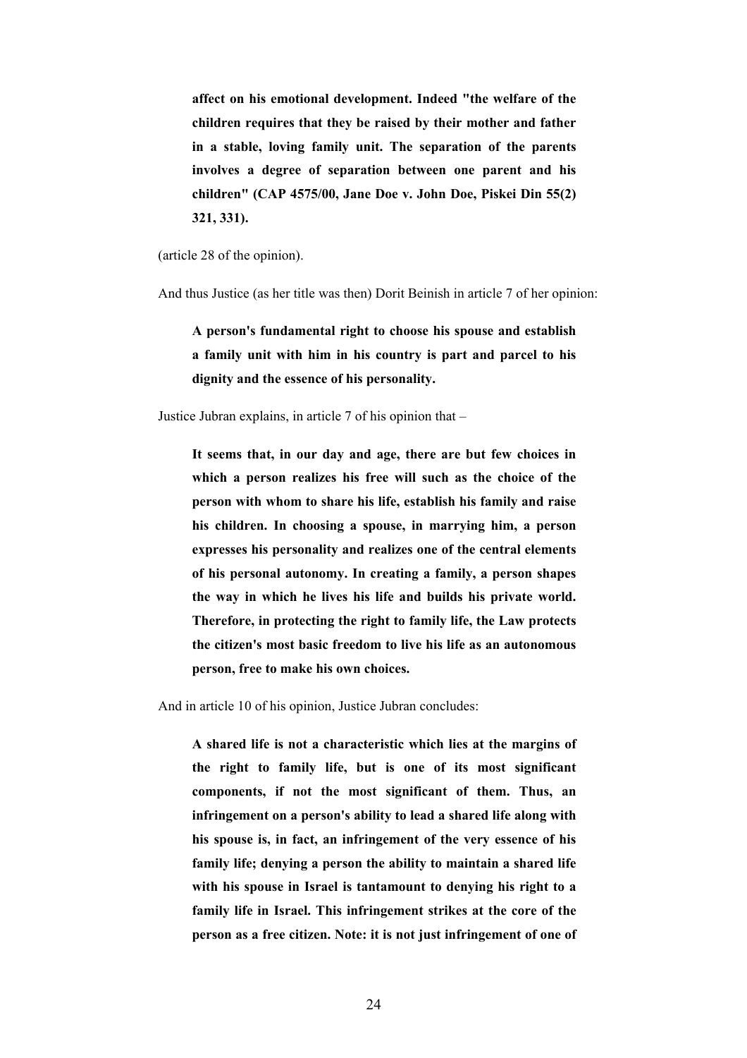> **affect on his emotional development. Indeed "the welfare of the children requires that they be raised by their mother and father in a stable, loving family unit. The separation of the parents involves a degree of separation between one parent and his children" (CAP 4575/00, Jane Doe v. John Doe, Piskei Din 55(2) 321, 331).**

(article 28 of the opinion).

And thus Justice (as her title was then) Dorit Beinish in article 7 of her opinion:

> **A person's fundamental right to choose his spouse and establish a family unit with him in his country is part and parcel to his dignity and the essence of his personality.**

Justice Jubran explains, in article 7 of his opinion that –

> **It seems that, in our day and age, there are but few choices in which a person realizes his free will such as the choice of the person with whom to share his life, establish his family and raise his children. In choosing a spouse, in marrying him, a person expresses his personality and realizes one of the central elements of his personal autonomy. In creating a family, a person shapes the way in which he lives his life and builds his private world. Therefore, in protecting the right to family life, the Law protects the citizen's most basic freedom to live his life as an autonomous person, free to make his own choices.**

And in article 10 of his opinion, Justice Jubran concludes:

> **A shared life is not a characteristic which lies at the margins of the right to family life, but is one of its most significant components, if not the most significant of them. Thus, an infringement on a person's ability to lead a shared life along with his spouse is, in fact, an infringement of the very essence of his family life; denying a person the ability to maintain a shared life with his spouse in Israel is tantamount to denying his right to a family life in Israel. This infringement strikes at the core of the person as a free citizen. Note: it is not just infringement of one of**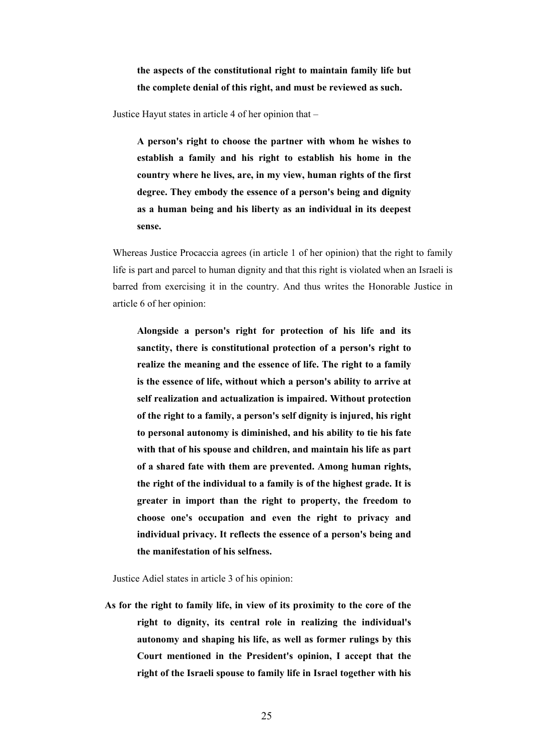> **the aspects of the constitutional right to maintain family life but the complete denial of this right, and must be reviewed as such.**

Justice Hayut states in article 4 of her opinion that –

> **A person's right to choose the partner with whom he wishes to establish a family and his right to establish his home in the country where he lives, are, in my view, human rights of the first degree. They embody the essence of a person's being and dignity as a human being and his liberty as an individual in its deepest sense.**

Whereas Justice Procaccia agrees (in article 1 of her opinion) that the right to family life is part and parcel to human dignity and that this right is violated when an Israeli is barred from exercising it in the country. And thus writes the Honorable Justice in article 6 of her opinion:

> **Alongside a person's right for protection of his life and its sanctity, there is constitutional protection of a person's right to realize the meaning and the essence of life. The right to a family is the essence of life, without which a person's ability to arrive at self realization and actualization is impaired. Without protection of the right to a family, a person's self dignity is injured, his right to personal autonomy is diminished, and his ability to tie his fate with that of his spouse and children, and maintain his life as part of a shared fate with them are prevented. Among human rights, the right of the individual to a family is of the highest grade. It is greater in import than the right to property, the freedom to choose one's occupation and even the right to privacy and individual privacy. It reflects the essence of a person's being and the manifestation of his selfness.**

Justice Adiel states in article 3 of his opinion:

> **As for the right to family life, in view of its proximity to the core of the right to dignity, its central role in realizing the individual's autonomy and shaping his life, as well as former rulings by this Court mentioned in the President's opinion, I accept that the right of the Israeli spouse to family life in Israel together with his**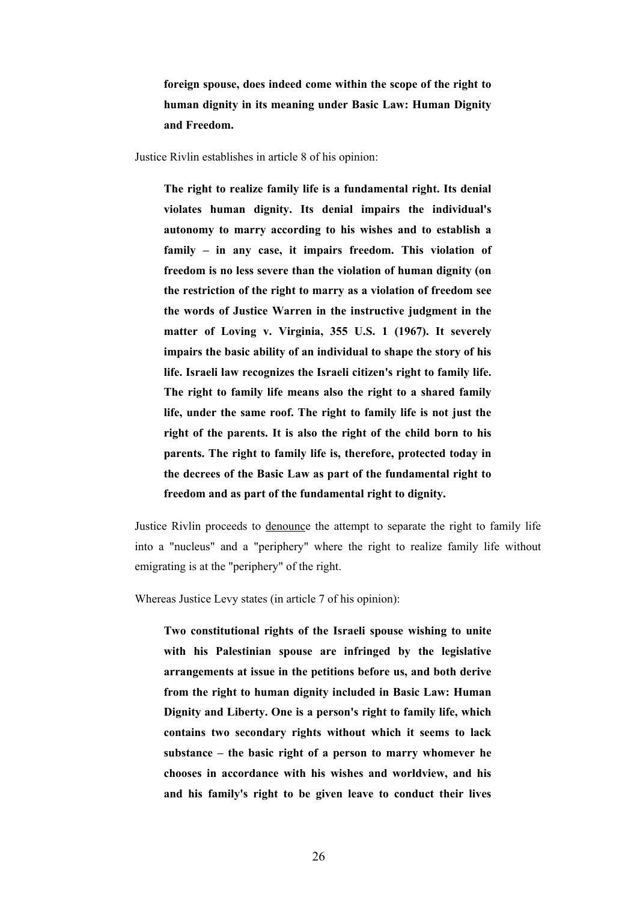**foreign spouse, does indeed come within the scope of the right to human dignity in its meaning under Basic Law: Human Dignity and Freedom.**

Justice Rivlin establishes in article 8 of his opinion:

> **The right to realize family life is a fundamental right. Its denial violates human dignity. Its denial impairs the individual's autonomy to marry according to his wishes and to establish a family – in any case, it impairs freedom. This violation of freedom is no less severe than the violation of human dignity (on the restriction of the right to marry as a violation of freedom see the words of Justice Warren in the instructive judgment in the matter of Loving v. Virginia, 355 U.S. 1 (1967). It severely impairs the basic ability of an individual to shape the story of his life. Israeli law recognizes the Israeli citizen's right to family life. The right to family life means also the right to a shared family life, under the same roof. The right to family life is not just the right of the parents. It is also the right of the child born to his parents. The right to family life is, therefore, protected today in the decrees of the Basic Law as part of the fundamental right to freedom and as part of the fundamental right to dignity.**

Justice Rivlin proceeds to <u>denounc</u>e the attempt to separate the right to family life into a "nucleus" and a "periphery" where the right to realize family life without emigrating is at the "periphery" of the right.

Whereas Justice Levy states (in article 7 of his opinion):

> **Two constitutional rights of the Israeli spouse wishing to unite with his Palestinian spouse are infringed by the legislative arrangements at issue in the petitions before us, and both derive from the right to human dignity included in Basic Law: Human Dignity and Liberty. One is a person's right to family life, which contains two secondary rights without which it seems to lack substance – the basic right of a person to marry whomever he chooses in accordance with his wishes and worldview, and his and his family's right to be given leave to conduct their lives**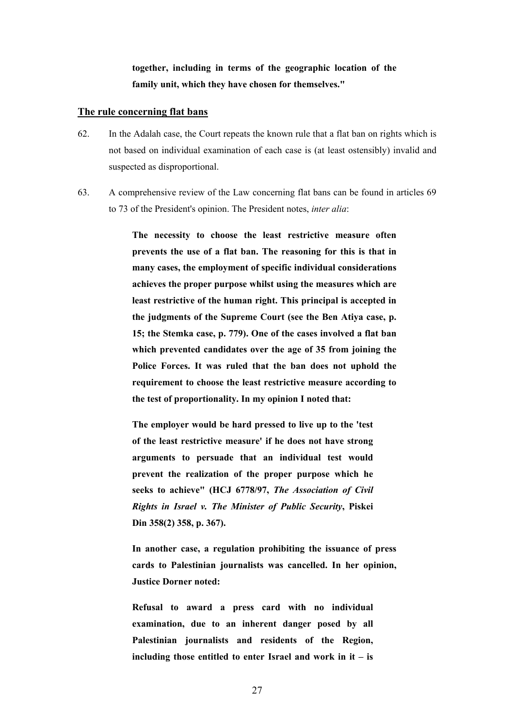**together, including in terms of the geographic location of the family unit, which they have chosen for themselves."**

## The rule concerning flat bans

62. In the Adalah case, the Court repeats the known rule that a flat ban on rights which is not based on individual examination of each case is (at least ostensibly) invalid and suspected as disproportional.

63. A comprehensive review of the Law concerning flat bans can be found in articles 69 to 73 of the President's opinion. The President notes, *inter alia*:

> **The necessity to choose the least restrictive measure often prevents the use of a flat ban. The reasoning for this is that in many cases, the employment of specific individual considerations achieves the proper purpose whilst using the measures which are least restrictive of the human right. This principal is accepted in the judgments of the Supreme Court (see the Ben Atiya case, p. 15; the Stemka case, p. 779). One of the cases involved a flat ban which prevented candidates over the age of 35 from joining the Police Forces. It was ruled that the ban does not uphold the requirement to choose the least restrictive measure according to the test of proportionality. In my opinion I noted that:**
>
> > **The employer would be hard pressed to live up to the 'test of the least restrictive measure' if he does not have strong arguments to persuade that an individual test would prevent the realization of the proper purpose which he seeks to achieve" (HCJ 6778/97, *The Association of Civil Rights in Israel v. The Minister of Public Security*, Piskei Din 358(2) 358, p. 367).**
>
> **In another case, a regulation prohibiting the issuance of press cards to Palestinian journalists was cancelled. In her opinion, Justice Dorner noted:**
>
> > **Refusal to award a press card with no individual examination, due to an inherent danger posed by all Palestinian journalists and residents of the Region, including those entitled to enter Israel and work in it – is**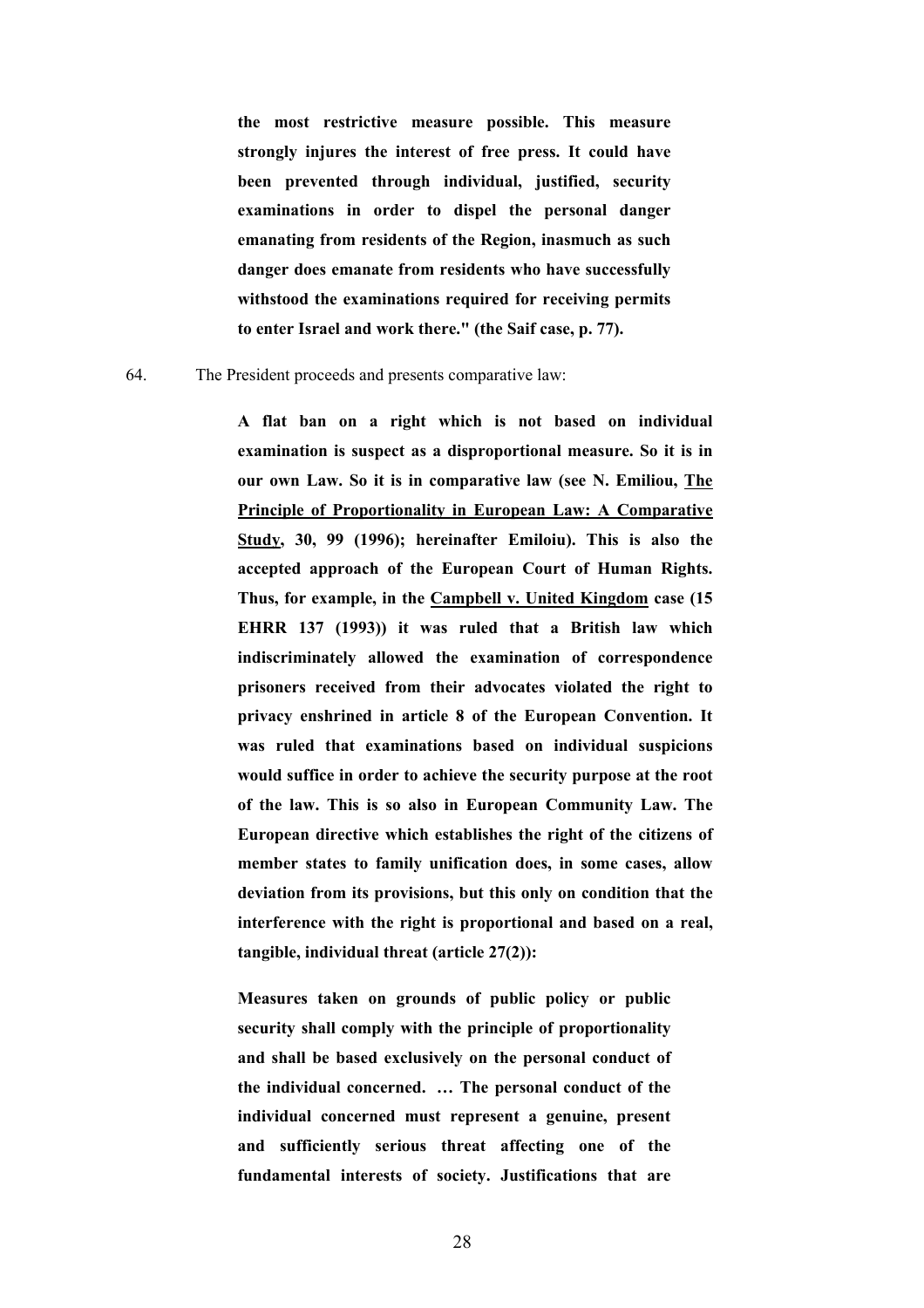**the most restrictive measure possible. This measure strongly injures the interest of free press. It could have been prevented through individual, justified, security examinations in order to dispel the personal danger emanating from residents of the Region, inasmuch as such danger does emanate from residents who have successfully withstood the examinations required for receiving permits to enter Israel and work there." (the Saif case, p. 77).**

64. The President proceeds and presents comparative law:

> **A flat ban on a right which is not based on individual examination is suspect as a disproportional measure. So it is in our own Law. So it is in comparative law (see N. Emiliou, <u>The Principle of Proportionality in European Law: A Comparative Study</u>, 30, 99 (1996); hereinafter Emiloiu). This is also the accepted approach of the European Court of Human Rights. Thus, for example, in the <u>Campbell v. United Kingdom</u> case (15 EHRR 137 (1993)) it was ruled that a British law which indiscriminately allowed the examination of correspondence prisoners received from their advocates violated the right to privacy enshrined in article 8 of the European Convention. It was ruled that examinations based on individual suspicions would suffice in order to achieve the security purpose at the root of the law. This is so also in European Community Law. The European directive which establishes the right of the citizens of member states to family unification does, in some cases, allow deviation from its provisions, but this only on condition that the interference with the right is proportional and based on a real, tangible, individual threat (article 27(2)):**
>
> > **Measures taken on grounds of public policy or public security shall comply with the principle of proportionality and shall be based exclusively on the personal conduct of the individual concerned. … The personal conduct of the individual concerned must represent a genuine, present and sufficiently serious threat affecting one of the fundamental interests of society. Justifications that are**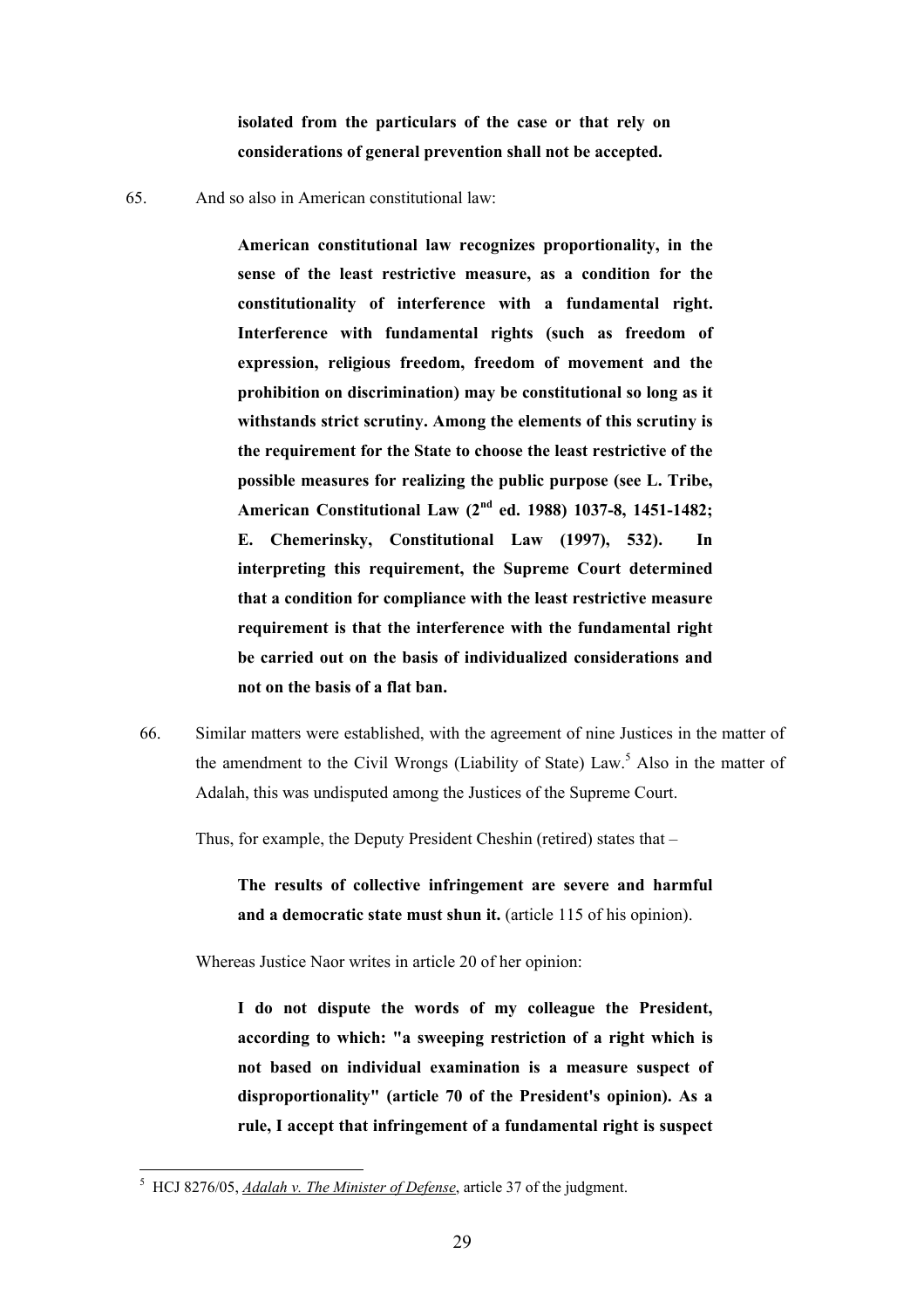**isolated from the particulars of the case or that rely on considerations of general prevention shall not be accepted.**

65. And so also in American constitutional law:

> **American constitutional law recognizes proportionality, in the sense of the least restrictive measure, as a condition for the constitutionality of interference with a fundamental right. Interference with fundamental rights (such as freedom of expression, religious freedom, freedom of movement and the prohibition on discrimination) may be constitutional so long as it withstands strict scrutiny. Among the elements of this scrutiny is the requirement for the State to choose the least restrictive of the possible measures for realizing the public purpose (see L. Tribe, American Constitutional Law (2nd ed. 1988) 1037-8, 1451-1482; E. Chemerinsky, Constitutional Law (1997), 532). In interpreting this requirement, the Supreme Court determined that a condition for compliance with the least restrictive measure requirement is that the interference with the fundamental right be carried out on the basis of individualized considerations and not on the basis of a flat ban.**

66. Similar matters were established, with the agreement of nine Justices in the matter of the amendment to the Civil Wrongs (Liability of State) Law.[5] Also in the matter of Adalah, this was undisputed among the Justices of the Supreme Court.

Thus, for example, the Deputy President Cheshin (retired) states that –

> **The results of collective infringement are severe and harmful and a democratic state must shun it.** (article 115 of his opinion).

Whereas Justice Naor writes in article 20 of her opinion:

> **I do not dispute the words of my colleague the President, according to which: "a sweeping restriction of a right which is not based on individual examination is a measure suspect of disproportionality" (article 70 of the President's opinion). As a rule, I accept that infringement of a fundamental right is suspect**

---

[5] HCJ 8276/05, *Adalah v. The Minister of Defense*, article 37 of the judgment.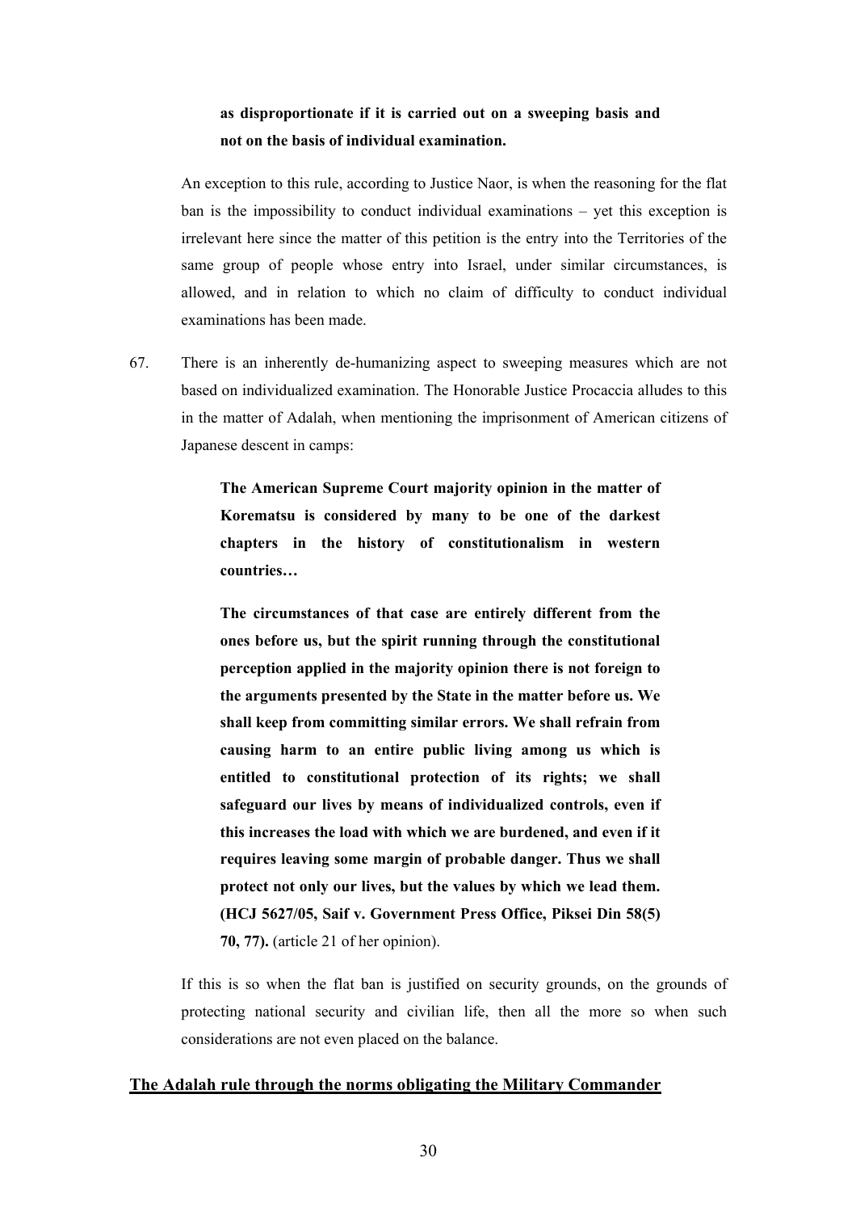> **as disproportionate if it is carried out on a sweeping basis and not on the basis of individual examination.**

An exception to this rule, according to Justice Naor, is when the reasoning for the flat ban is the impossibility to conduct individual examinations – yet this exception is irrelevant here since the matter of this petition is the entry into the Territories of the same group of people whose entry into Israel, under similar circumstances, is allowed, and in relation to which no claim of difficulty to conduct individual examinations has been made.

67. There is an inherently de-humanizing aspect to sweeping measures which are not based on individualized examination. The Honorable Justice Procaccia alludes to this in the matter of Adalah, when mentioning the imprisonment of American citizens of Japanese descent in camps:

> **The American Supreme Court majority opinion in the matter of Korematsu is considered by many to be one of the darkest chapters in the history of constitutionalism in western countries…**
>
> **The circumstances of that case are entirely different from the ones before us, but the spirit running through the constitutional perception applied in the majority opinion there is not foreign to the arguments presented by the State in the matter before us. We shall keep from committing similar errors. We shall refrain from causing harm to an entire public living among us which is entitled to constitutional protection of its rights; we shall safeguard our lives by means of individualized controls, even if this increases the load with which we are burdened, and even if it requires leaving some margin of probable danger. Thus we shall protect not only our lives, but the values by which we lead them. (HCJ 5627/05, Saif v. Government Press Office, Piksei Din 58(5) 70, 77).** (article 21 of her opinion).

If this is so when the flat ban is justified on security grounds, on the grounds of protecting national security and civilian life, then all the more so when such considerations are not even placed on the balance.

**<u>The Adalah rule through the norms obligating the Military Commander</u>**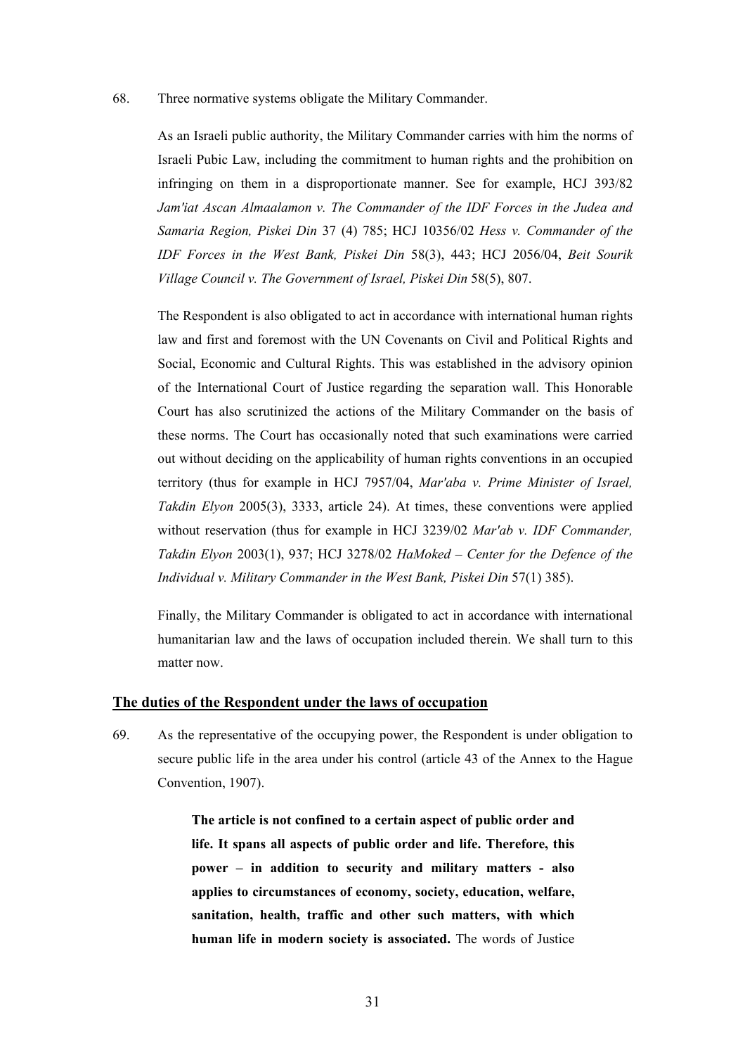68. Three normative systems obligate the Military Commander.

As an Israeli public authority, the Military Commander carries with him the norms of Israeli Pubic Law, including the commitment to human rights and the prohibition on infringing on them in a disproportionate manner. See for example, HCJ 393/82 *Jam'iat Ascan Almaalamon v. The Commander of the IDF Forces in the Judea and Samaria Region, Piskei Din* 37 (4) 785; HCJ 10356/02 *Hess v. Commander of the IDF Forces in the West Bank, Piskei Din* 58(3), 443; HCJ 2056/04, *Beit Sourik Village Council v. The Government of Israel, Piskei Din* 58(5), 807.

The Respondent is also obligated to act in accordance with international human rights law and first and foremost with the UN Covenants on Civil and Political Rights and Social, Economic and Cultural Rights. This was established in the advisory opinion of the International Court of Justice regarding the separation wall. This Honorable Court has also scrutinized the actions of the Military Commander on the basis of these norms. The Court has occasionally noted that such examinations were carried out without deciding on the applicability of human rights conventions in an occupied territory (thus for example in HCJ 7957/04, *Mar'aba v. Prime Minister of Israel, Takdin Elyon* 2005(3), 3333, article 24). At times, these conventions were applied without reservation (thus for example in HCJ 3239/02 *Mar'ab v. IDF Commander, Takdin Elyon* 2003(1), 937; HCJ 3278/02 *HaMoked – Center for the Defence of the Individual v. Military Commander in the West Bank, Piskei Din* 57(1) 385).

Finally, the Military Commander is obligated to act in accordance with international humanitarian law and the laws of occupation included therein. We shall turn to this matter now.

## The duties of the Respondent under the laws of occupation

69. As the representative of the occupying power, the Respondent is under obligation to secure public life in the area under his control (article 43 of the Annex to the Hague Convention, 1907).

> **The article is not confined to a certain aspect of public order and life. It spans all aspects of public order and life. Therefore, this power – in addition to security and military matters - also applies to circumstances of economy, society, education, welfare, sanitation, health, traffic and other such matters, with which human life in modern society is associated.** The words of Justice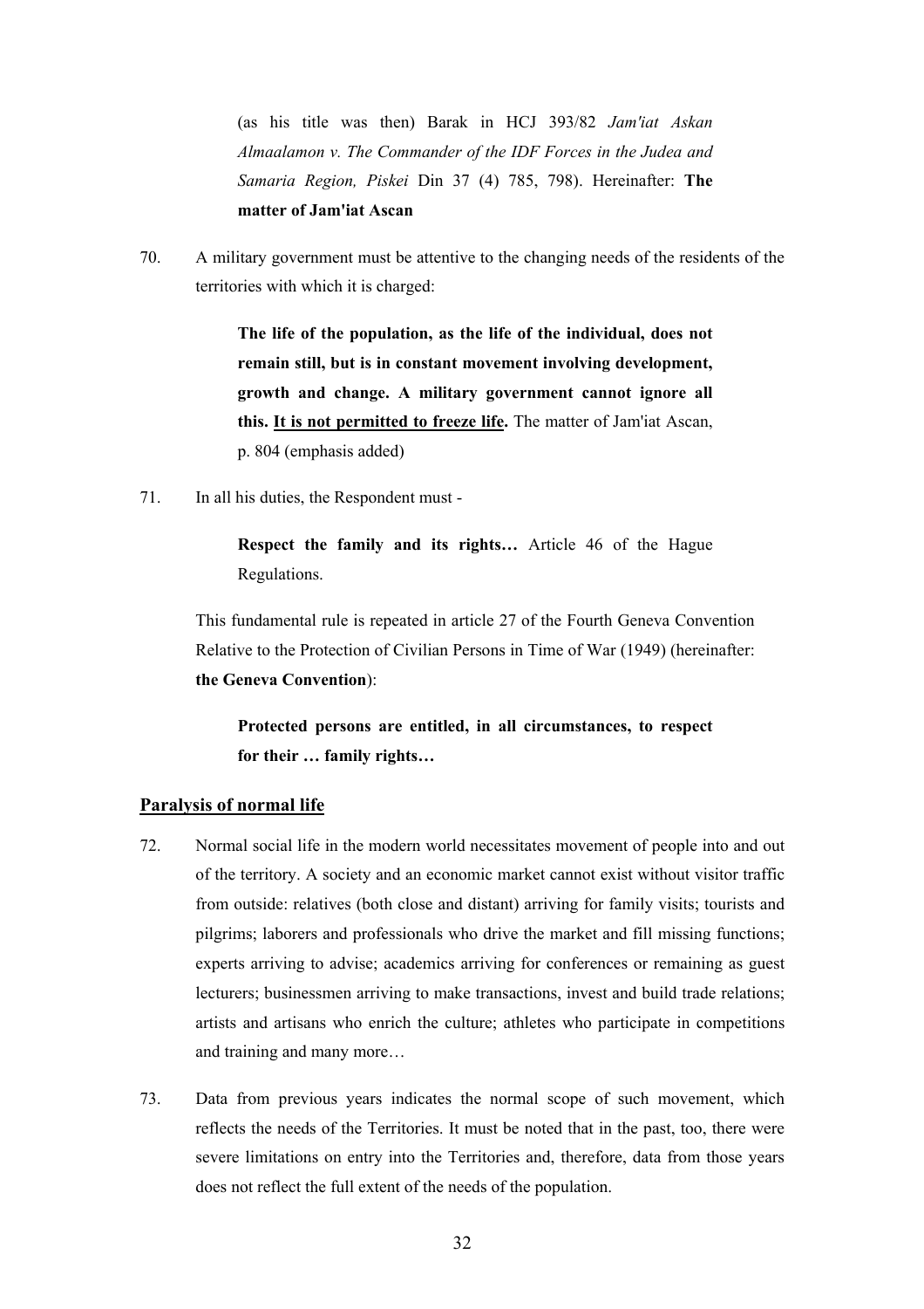(as his title was then) Barak in HCJ 393/82 *Jam'iat Askan Almaalamon v. The Commander of the IDF Forces in the Judea and Samaria Region, Piskei* Din 37 (4) 785, 798). Hereinafter: **The matter of Jam'iat Ascan**

70. A military government must be attentive to the changing needs of the residents of the territories with which it is charged:

> **The life of the population, as the life of the individual, does not remain still, but is in constant movement involving development, growth and change. A military government cannot ignore all this. <u>It is not permitted to freeze life</u>.** The matter of Jam'iat Ascan, p. 804 (emphasis added)

71. In all his duties, the Respondent must -

> **Respect the family and its rights…** Article 46 of the Hague Regulations.

This fundamental rule is repeated in article 27 of the Fourth Geneva Convention Relative to the Protection of Civilian Persons in Time of War (1949) (hereinafter: **the Geneva Convention**):

> **Protected persons are entitled, in all circumstances, to respect for their … family rights…**

## <u>Paralysis of normal life</u>

72. Normal social life in the modern world necessitates movement of people into and out of the territory. A society and an economic market cannot exist without visitor traffic from outside: relatives (both close and distant) arriving for family visits; tourists and pilgrims; laborers and professionals who drive the market and fill missing functions; experts arriving to advise; academics arriving for conferences or remaining as guest lecturers; businessmen arriving to make transactions, invest and build trade relations; artists and artisans who enrich the culture; athletes who participate in competitions and training and many more…

73. Data from previous years indicates the normal scope of such movement, which reflects the needs of the Territories. It must be noted that in the past, too, there were severe limitations on entry into the Territories and, therefore, data from those years does not reflect the full extent of the needs of the population.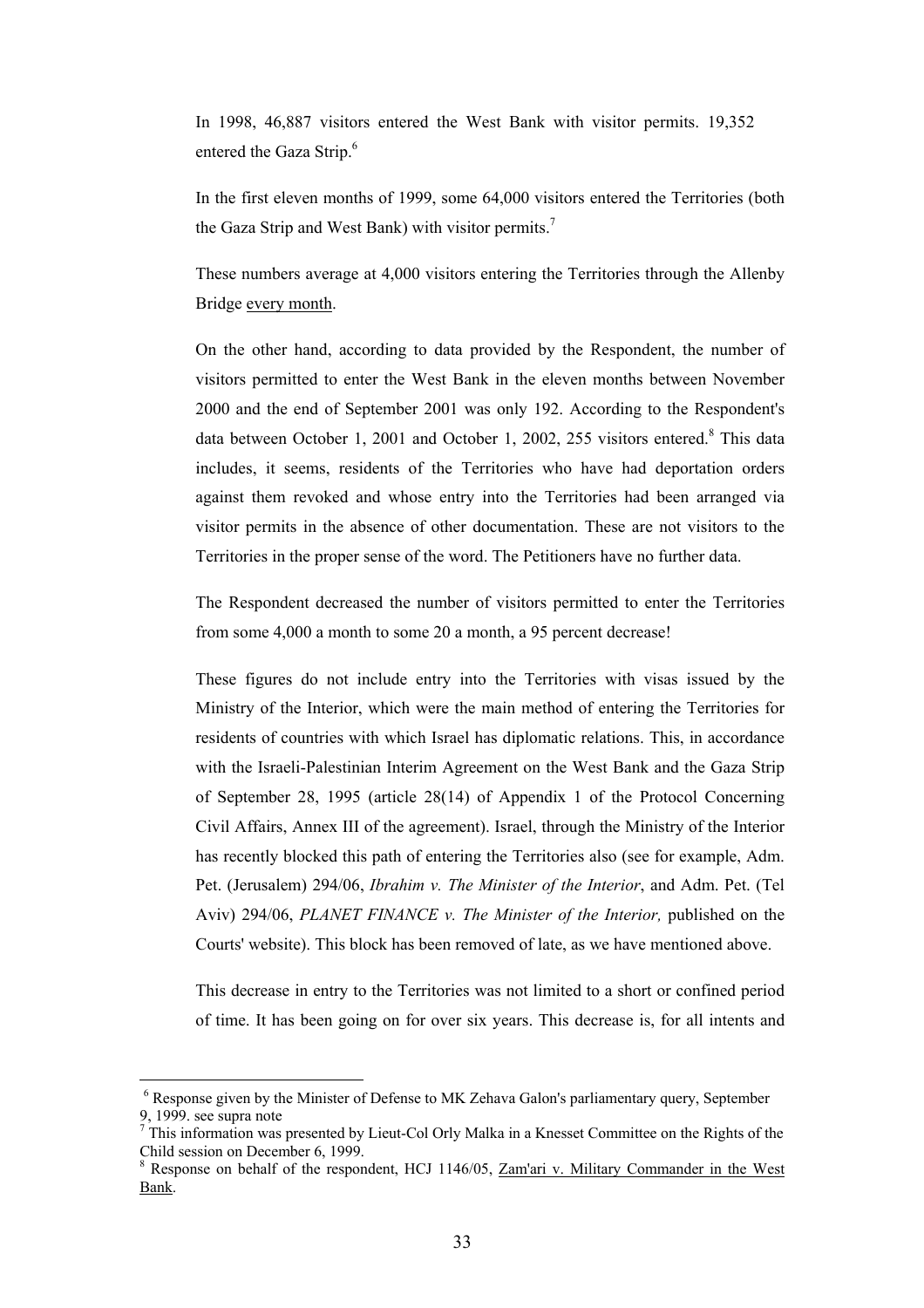In 1998, 46,887 visitors entered the West Bank with visitor permits. 19,352 entered the Gaza Strip.[6]

In the first eleven months of 1999, some 64,000 visitors entered the Territories (both the Gaza Strip and West Bank) with visitor permits.[7]

These numbers average at 4,000 visitors entering the Territories through the Allenby Bridge <u>every month</u>.

On the other hand, according to data provided by the Respondent, the number of visitors permitted to enter the West Bank in the eleven months between November 2000 and the end of September 2001 was only 192. According to the Respondent's data between October 1, 2001 and October 1, 2002, 255 visitors entered.[8] This data includes, it seems, residents of the Territories who have had deportation orders against them revoked and whose entry into the Territories had been arranged via visitor permits in the absence of other documentation. These are not visitors to the Territories in the proper sense of the word. The Petitioners have no further data.

The Respondent decreased the number of visitors permitted to enter the Territories from some 4,000 a month to some 20 a month, a 95 percent decrease!

These figures do not include entry into the Territories with visas issued by the Ministry of the Interior, which were the main method of entering the Territories for residents of countries with which Israel has diplomatic relations. This, in accordance with the Israeli-Palestinian Interim Agreement on the West Bank and the Gaza Strip of September 28, 1995 (article 28(14) of Appendix 1 of the Protocol Concerning Civil Affairs, Annex III of the agreement). Israel, through the Ministry of the Interior has recently blocked this path of entering the Territories also (see for example, Adm. Pet. (Jerusalem) 294/06, *Ibrahim v. The Minister of the Interior*, and Adm. Pet. (Tel Aviv) 294/06, *PLANET FINANCE v. The Minister of the Interior,* published on the Courts' website). This block has been removed of late, as we have mentioned above.

This decrease in entry to the Territories was not limited to a short or confined period of time. It has been going on for over six years. This decrease is, for all intents and

---

[6] Response given by the Minister of Defense to MK Zehava Galon's parliamentary query, September 9, 1999. see supra note

[7] This information was presented by Lieut-Col Orly Malka in a Knesset Committee on the Rights of the Child session on December 6, 1999.

[8] Response on behalf of the respondent, HCJ 1146/05, <u>Zam'ari v. Military Commander in the West Bank</u>.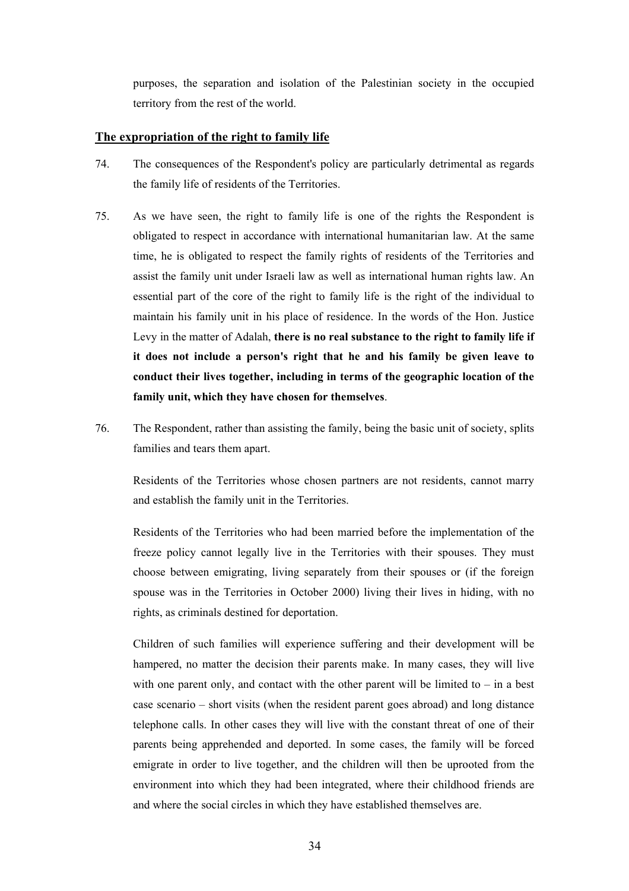purposes, the separation and isolation of the Palestinian society in the occupied territory from the rest of the world.

## The expropriation of the right to family life

74. The consequences of the Respondent's policy are particularly detrimental as regards the family life of residents of the Territories.

75. As we have seen, the right to family life is one of the rights the Respondent is obligated to respect in accordance with international humanitarian law. At the same time, he is obligated to respect the family rights of residents of the Territories and assist the family unit under Israeli law as well as international human rights law. An essential part of the core of the right to family life is the right of the individual to maintain his family unit in his place of residence. In the words of the Hon. Justice Levy in the matter of Adalah, **there is no real substance to the right to family life if it does not include a person's right that he and his family be given leave to conduct their lives together, including in terms of the geographic location of the family unit, which they have chosen for themselves**.

76. The Respondent, rather than assisting the family, being the basic unit of society, splits families and tears them apart.

    Residents of the Territories whose chosen partners are not residents, cannot marry and establish the family unit in the Territories.

    Residents of the Territories who had been married before the implementation of the freeze policy cannot legally live in the Territories with their spouses. They must choose between emigrating, living separately from their spouses or (if the foreign spouse was in the Territories in October 2000) living their lives in hiding, with no rights, as criminals destined for deportation.

    Children of such families will experience suffering and their development will be hampered, no matter the decision their parents make. In many cases, they will live with one parent only, and contact with the other parent will be limited to – in a best case scenario – short visits (when the resident parent goes abroad) and long distance telephone calls. In other cases they will live with the constant threat of one of their parents being apprehended and deported. In some cases, the family will be forced emigrate in order to live together, and the children will then be uprooted from the environment into which they had been integrated, where their childhood friends are and where the social circles in which they have established themselves are.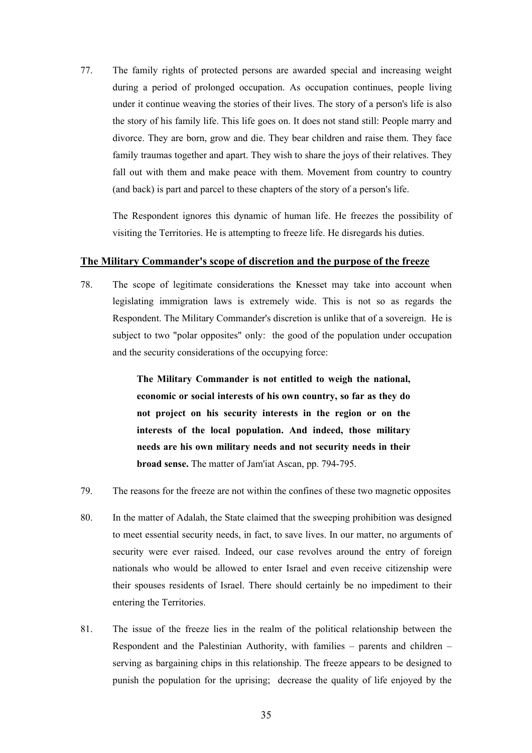77. The family rights of protected persons are awarded special and increasing weight during a period of prolonged occupation. As occupation continues, people living under it continue weaving the stories of their lives. The story of a person's life is also the story of his family life. This life goes on. It does not stand still: People marry and divorce. They are born, grow and die. They bear children and raise them. They face family traumas together and apart. They wish to share the joys of their relatives. They fall out with them and make peace with them. Movement from country to country (and back) is part and parcel to these chapters of the story of a person's life.

    The Respondent ignores this dynamic of human life. He freezes the possibility of visiting the Territories. He is attempting to freeze life. He disregards his duties.

## The Military Commander's scope of discretion and the purpose of the freeze

78. The scope of legitimate considerations the Knesset may take into account when legislating immigration laws is extremely wide. This is not so as regards the Respondent. The Military Commander's discretion is unlike that of a sovereign. He is subject to two "polar opposites" only: the good of the population under occupation and the security considerations of the occupying force:

    > **The Military Commander is not entitled to weigh the national, economic or social interests of his own country, so far as they do not project on his security interests in the region or on the interests of the local population. And indeed, those military needs are his own military needs and not security needs in their broad sense.** The matter of Jam'iat Ascan, pp. 794-795.

79. The reasons for the freeze are not within the confines of these two magnetic opposites

80. In the matter of Adalah, the State claimed that the sweeping prohibition was designed to meet essential security needs, in fact, to save lives. In our matter, no arguments of security were ever raised. Indeed, our case revolves around the entry of foreign nationals who would be allowed to enter Israel and even receive citizenship were their spouses residents of Israel. There should certainly be no impediment to their entering the Territories.

81. The issue of the freeze lies in the realm of the political relationship between the Respondent and the Palestinian Authority, with families – parents and children – serving as bargaining chips in this relationship. The freeze appears to be designed to punish the population for the uprising; decrease the quality of life enjoyed by the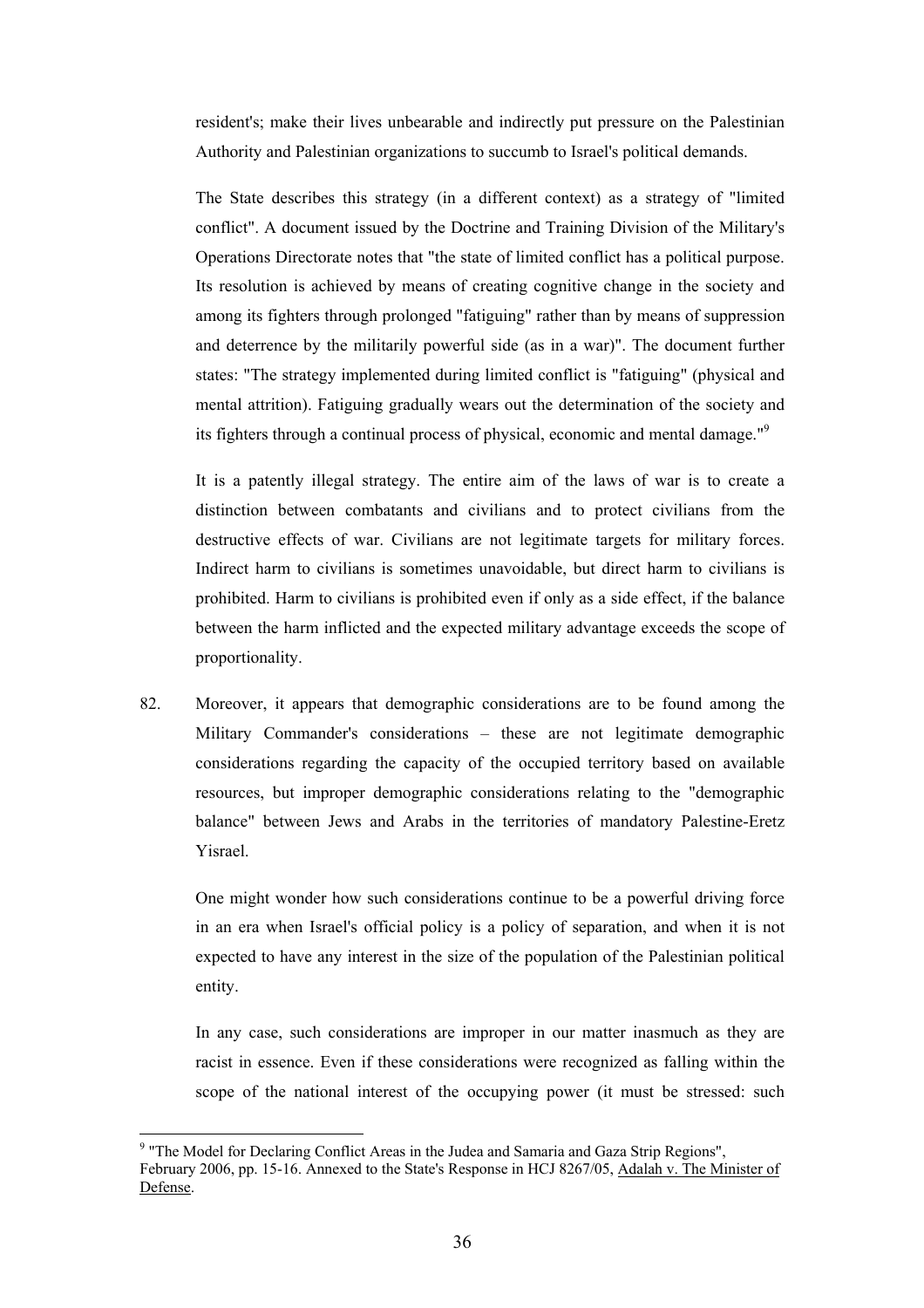resident's; make their lives unbearable and indirectly put pressure on the Palestinian Authority and Palestinian organizations to succumb to Israel's political demands.

The State describes this strategy (in a different context) as a strategy of "limited conflict". A document issued by the Doctrine and Training Division of the Military's Operations Directorate notes that "the state of limited conflict has a political purpose. Its resolution is achieved by means of creating cognitive change in the society and among its fighters through prolonged "fatiguing" rather than by means of suppression and deterrence by the militarily powerful side (as in a war)". The document further states: "The strategy implemented during limited conflict is "fatiguing" (physical and mental attrition). Fatiguing gradually wears out the determination of the society and its fighters through a continual process of physical, economic and mental damage."[9]

It is a patently illegal strategy. The entire aim of the laws of war is to create a distinction between combatants and civilians and to protect civilians from the destructive effects of war. Civilians are not legitimate targets for military forces. Indirect harm to civilians is sometimes unavoidable, but direct harm to civilians is prohibited. Harm to civilians is prohibited even if only as a side effect, if the balance between the harm inflicted and the expected military advantage exceeds the scope of proportionality.

82. Moreover, it appears that demographic considerations are to be found among the Military Commander's considerations – these are not legitimate demographic considerations regarding the capacity of the occupied territory based on available resources, but improper demographic considerations relating to the "demographic balance" between Jews and Arabs in the territories of mandatory Palestine-Eretz Yisrael.

One might wonder how such considerations continue to be a powerful driving force in an era when Israel's official policy is a policy of separation, and when it is not expected to have any interest in the size of the population of the Palestinian political entity.

In any case, such considerations are improper in our matter inasmuch as they are racist in essence. Even if these considerations were recognized as falling within the scope of the national interest of the occupying power (it must be stressed: such

---

[9] "The Model for Declaring Conflict Areas in the Judea and Samaria and Gaza Strip Regions", February 2006, pp. 15-16. Annexed to the State's Response in HCJ 8267/05, Adalah v. The Minister of Defense.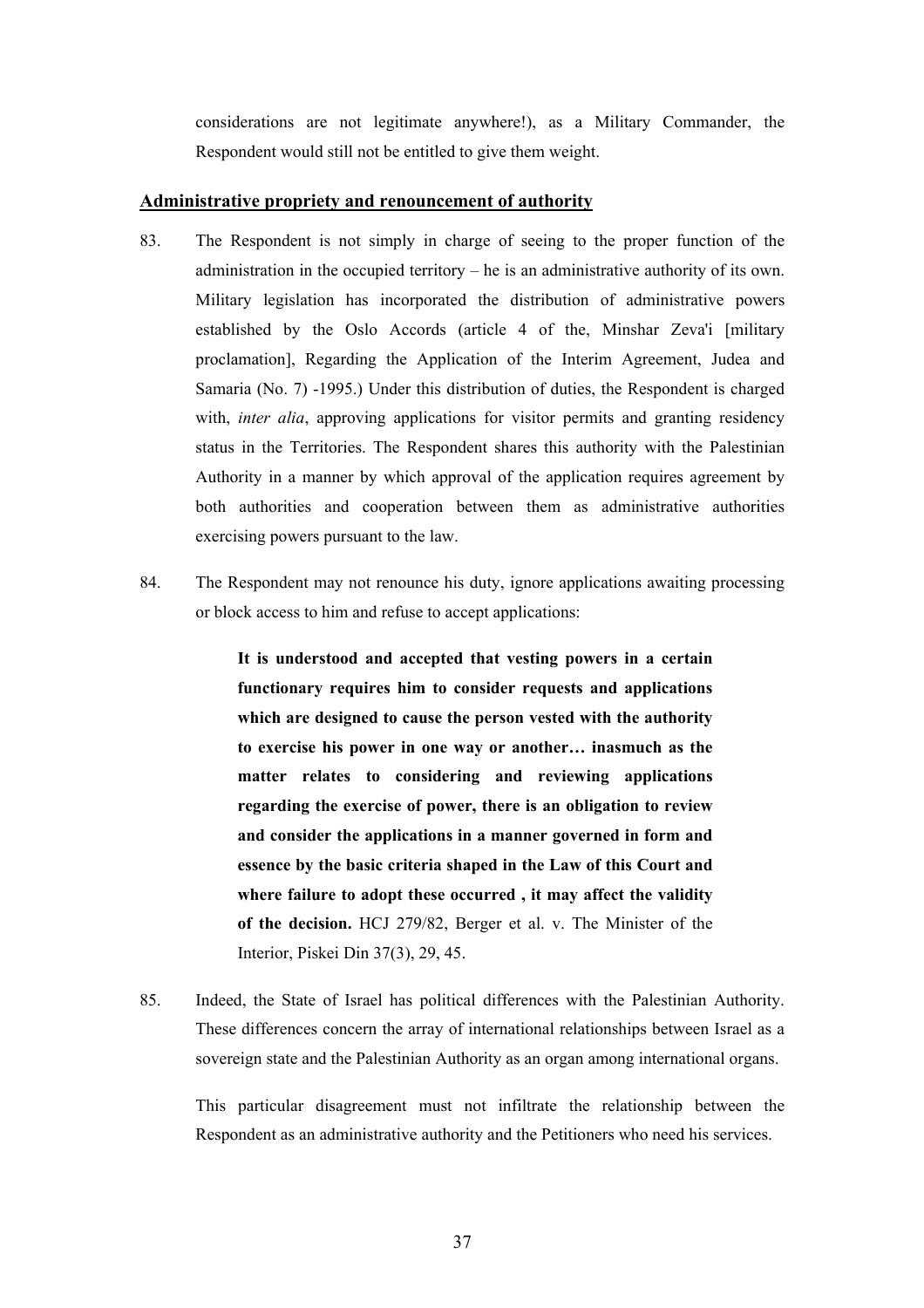considerations are not legitimate anywhere!), as a Military Commander, the Respondent would still not be entitled to give them weight.

## Administrative propriety and renouncement of authority

83. The Respondent is not simply in charge of seeing to the proper function of the administration in the occupied territory – he is an administrative authority of its own. Military legislation has incorporated the distribution of administrative powers established by the Oslo Accords (article 4 of the, Minshar Zeva'i [military proclamation], Regarding the Application of the Interim Agreement, Judea and Samaria (No. 7) -1995.) Under this distribution of duties, the Respondent is charged with, *inter alia*, approving applications for visitor permits and granting residency status in the Territories. The Respondent shares this authority with the Palestinian Authority in a manner by which approval of the application requires agreement by both authorities and cooperation between them as administrative authorities exercising powers pursuant to the law.

84. The Respondent may not renounce his duty, ignore applications awaiting processing or block access to him and refuse to accept applications:

> **It is understood and accepted that vesting powers in a certain functionary requires him to consider requests and applications which are designed to cause the person vested with the authority to exercise his power in one way or another… inasmuch as the matter relates to considering and reviewing applications regarding the exercise of power, there is an obligation to review and consider the applications in a manner governed in form and essence by the basic criteria shaped in the Law of this Court and where failure to adopt these occurred , it may affect the validity of the decision.** HCJ 279/82, Berger et al. v. The Minister of the Interior, Piskei Din 37(3), 29, 45.

85. Indeed, the State of Israel has political differences with the Palestinian Authority. These differences concern the array of international relationships between Israel as a sovereign state and the Palestinian Authority as an organ among international organs.

    This particular disagreement must not infiltrate the relationship between the Respondent as an administrative authority and the Petitioners who need his services.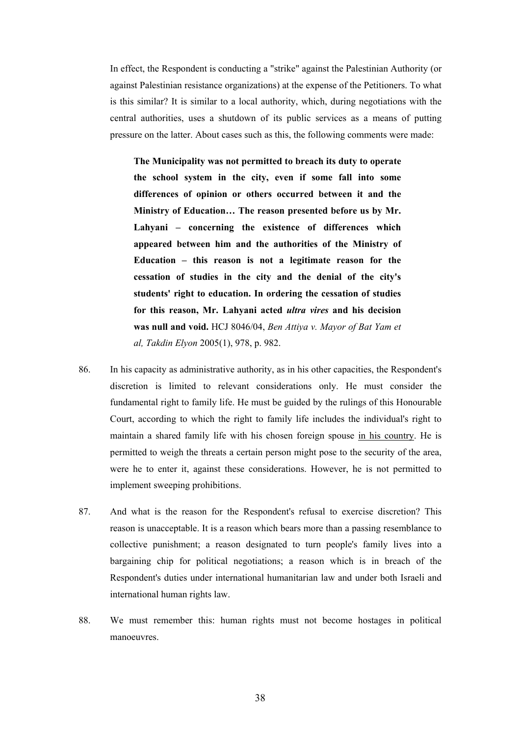In effect, the Respondent is conducting a "strike" against the Palestinian Authority (or against Palestinian resistance organizations) at the expense of the Petitioners. To what is this similar? It is similar to a local authority, which, during negotiations with the central authorities, uses a shutdown of its public services as a means of putting pressure on the latter. About cases such as this, the following comments were made:

> **The Municipality was not permitted to breach its duty to operate the school system in the city, even if some fall into some differences of opinion or others occurred between it and the Ministry of Education… The reason presented before us by Mr. Lahyani – concerning the existence of differences which appeared between him and the authorities of the Ministry of Education – this reason is not a legitimate reason for the cessation of studies in the city and the denial of the city's students' right to education. In ordering the cessation of studies for this reason, Mr. Lahyani acted *ultra vires* and his decision was null and void.** HCJ 8046/04, *Ben Attiya v. Mayor of Bat Yam et al, Takdin Elyon* 2005(1), 978, p. 982.

86. In his capacity as administrative authority, as in his other capacities, the Respondent's discretion is limited to relevant considerations only. He must consider the fundamental right to family life. He must be guided by the rulings of this Honourable Court, according to which the right to family life includes the individual's right to maintain a shared family life with his chosen foreign spouse <u>in his country</u>. He is permitted to weigh the threats a certain person might pose to the security of the area, were he to enter it, against these considerations. However, he is not permitted to implement sweeping prohibitions.

87. And what is the reason for the Respondent's refusal to exercise discretion? This reason is unacceptable. It is a reason which bears more than a passing resemblance to collective punishment; a reason designated to turn people's family lives into a bargaining chip for political negotiations; a reason which is in breach of the Respondent's duties under international humanitarian law and under both Israeli and international human rights law.

88. We must remember this: human rights must not become hostages in political manoeuvres.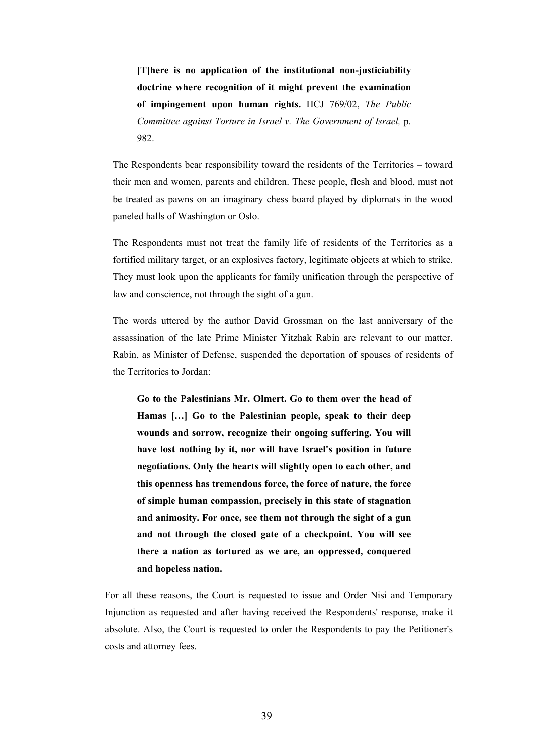> **[T]here is no application of the institutional non-justiciability doctrine where recognition of it might prevent the examination of impingement upon human rights.** HCJ 769/02, *The Public Committee against Torture in Israel v. The Government of Israel,* p. 982.

The Respondents bear responsibility toward the residents of the Territories – toward their men and women, parents and children. These people, flesh and blood, must not be treated as pawns on an imaginary chess board played by diplomats in the wood paneled halls of Washington or Oslo.

The Respondents must not treat the family life of residents of the Territories as a fortified military target, or an explosives factory, legitimate objects at which to strike. They must look upon the applicants for family unification through the perspective of law and conscience, not through the sight of a gun.

The words uttered by the author David Grossman on the last anniversary of the assassination of the late Prime Minister Yitzhak Rabin are relevant to our matter. Rabin, as Minister of Defense, suspended the deportation of spouses of residents of the Territories to Jordan:

> **Go to the Palestinians Mr. Olmert. Go to them over the head of Hamas […] Go to the Palestinian people, speak to their deep wounds and sorrow, recognize their ongoing suffering. You will have lost nothing by it, nor will have Israel's position in future negotiations. Only the hearts will slightly open to each other, and this openness has tremendous force, the force of nature, the force of simple human compassion, precisely in this state of stagnation and animosity. For once, see them not through the sight of a gun and not through the closed gate of a checkpoint. You will see there a nation as tortured as we are, an oppressed, conquered and hopeless nation.**

For all these reasons, the Court is requested to issue and Order Nisi and Temporary Injunction as requested and after having received the Respondents' response, make it absolute. Also, the Court is requested to order the Respondents to pay the Petitioner's costs and attorney fees.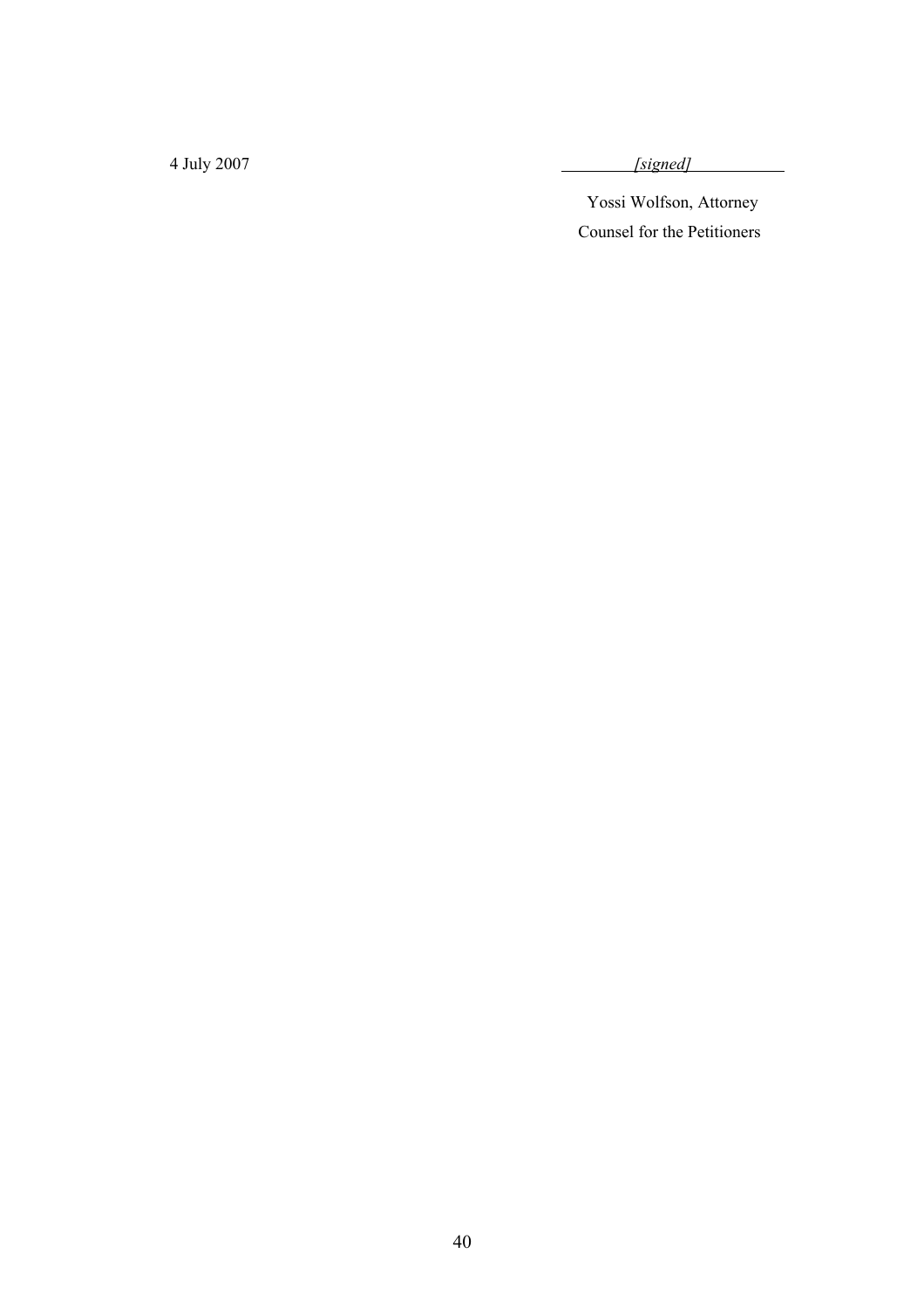4 July 2007

*[signed]*

Yossi Wolfson, Attorney

Counsel for the Petitioners